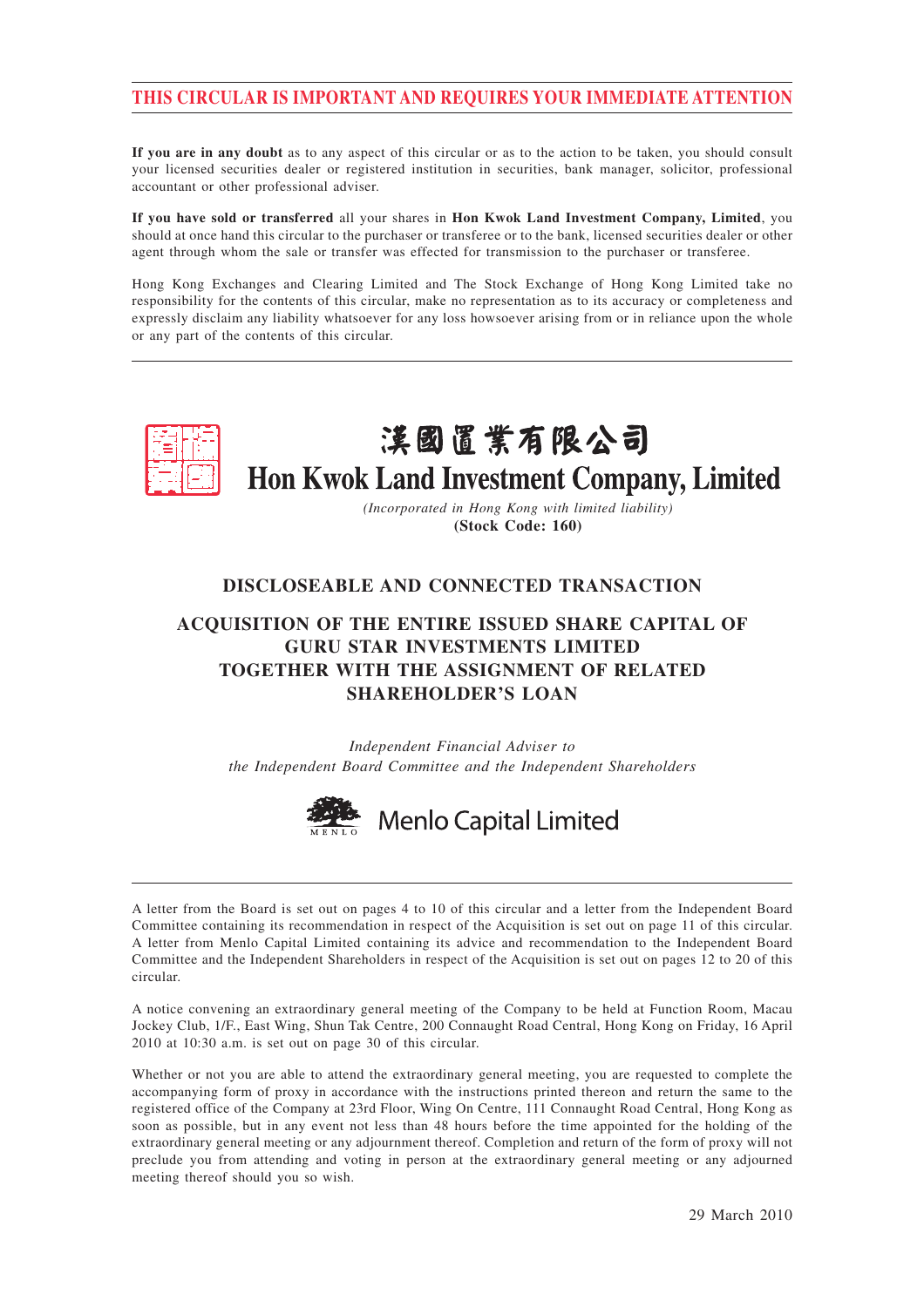# THIS CIRCULAR IS IMPORTANT AND REQUIRES YOUR IMMEDIATE ATTENTION

**If you are in any doubt** as to any aspect of this circular or as to the action to be taken, you should consult your licensed securities dealer or registered institution in securities, bank manager, solicitor, professional accountant or other professional adviser.

**If you have sold or transferred** all your shares in **Hon Kwok Land Investment Company, Limited**, you should at once hand this circular to the purchaser or transferee or to the bank, licensed securities dealer or other agent through whom the sale or transfer was effected for transmission to the purchaser or transferee.

Hong Kong Exchanges and Clearing Limited and The Stock Exchange of Hong Kong Limited take no responsibility for the contents of this circular, make no representation as to its accuracy or completeness and expressly disclaim any liability whatsoever for any loss howsoever arising from or in reliance upon the whole or any part of the contents of this circular.

# 漢國置業有限公司
# Hon Kwok Land Investment Company, Limited

*(Incorporated in Hong Kong with limited liability)*
**(Stock Code: 160)**

## DISCLOSEABLE AND CONNECTED TRANSACTION

## ACQUISITION OF THE ENTIRE ISSUED SHARE CAPITAL OF GURU STAR INVESTMENTS LIMITED TOGETHER WITH THE ASSIGNMENT OF RELATED SHAREHOLDER'S LOAN

*Independent Financial Adviser to the Independent Board Committee and the Independent Shareholders*

Menlo Capital Limited

A letter from the Board is set out on pages 4 to 10 of this circular and a letter from the Independent Board Committee containing its recommendation in respect of the Acquisition is set out on page 11 of this circular. A letter from Menlo Capital Limited containing its advice and recommendation to the Independent Board Committee and the Independent Shareholders in respect of the Acquisition is set out on pages 12 to 20 of this circular.

A notice convening an extraordinary general meeting of the Company to be held at Function Room, Macau Jockey Club, 1/F., East Wing, Shun Tak Centre, 200 Connaught Road Central, Hong Kong on Friday, 16 April 2010 at 10:30 a.m. is set out on page 30 of this circular.

Whether or not you are able to attend the extraordinary general meeting, you are requested to complete the accompanying form of proxy in accordance with the instructions printed thereon and return the same to the registered office of the Company at 23rd Floor, Wing On Centre, 111 Connaught Road Central, Hong Kong as soon as possible, but in any event not less than 48 hours before the time appointed for the holding of the extraordinary general meeting or any adjournment thereof. Completion and return of the form of proxy will not preclude you from attending and voting in person at the extraordinary general meeting or any adjourned meeting thereof should you so wish.

29 March 2010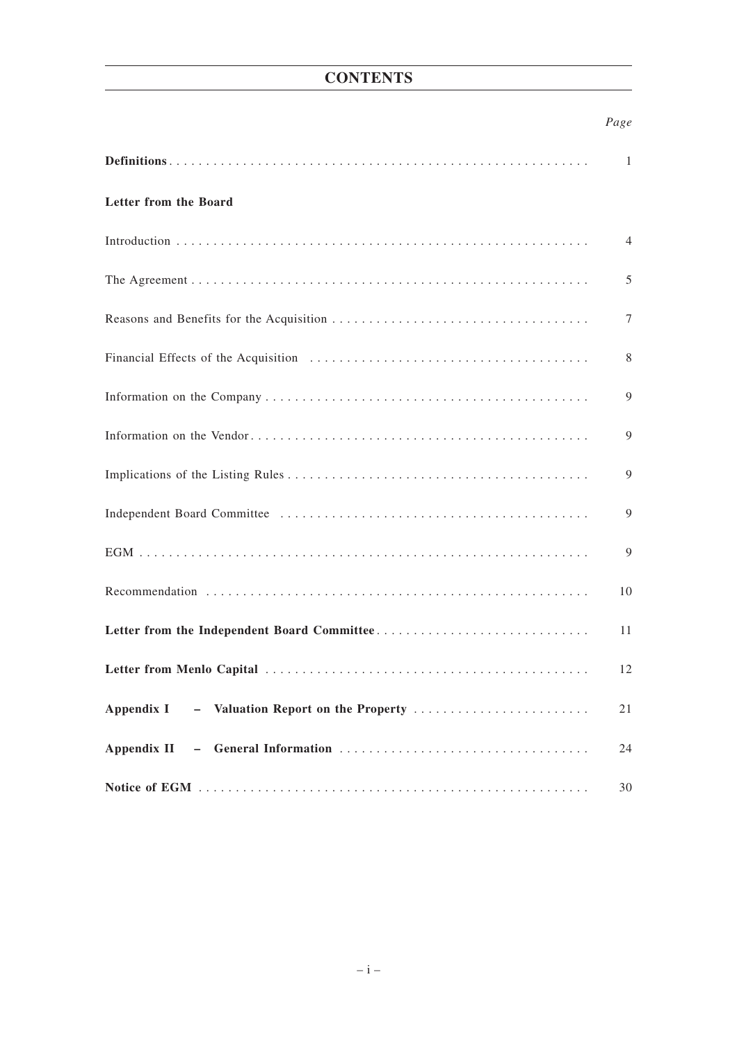# CONTENTS

| | *Page* |
|---|---|
| **Definitions** | 1 |
| **Letter from the Board** | |
| Introduction | 4 |
| The Agreement | 5 |
| Reasons and Benefits for the Acquisition | 7 |
| Financial Effects of the Acquisition | 8 |
| Information on the Company | 9 |
| Information on the Vendor | 9 |
| Implications of the Listing Rules | 9 |
| Independent Board Committee | 9 |
| EGM | 9 |
| Recommendation | 10 |
| **Letter from the Independent Board Committee** | 11 |
| **Letter from Menlo Capital** | 12 |
| **Appendix I – Valuation Report on the Property** | 21 |
| **Appendix II – General Information** | 24 |
| **Notice of EGM** | 30 |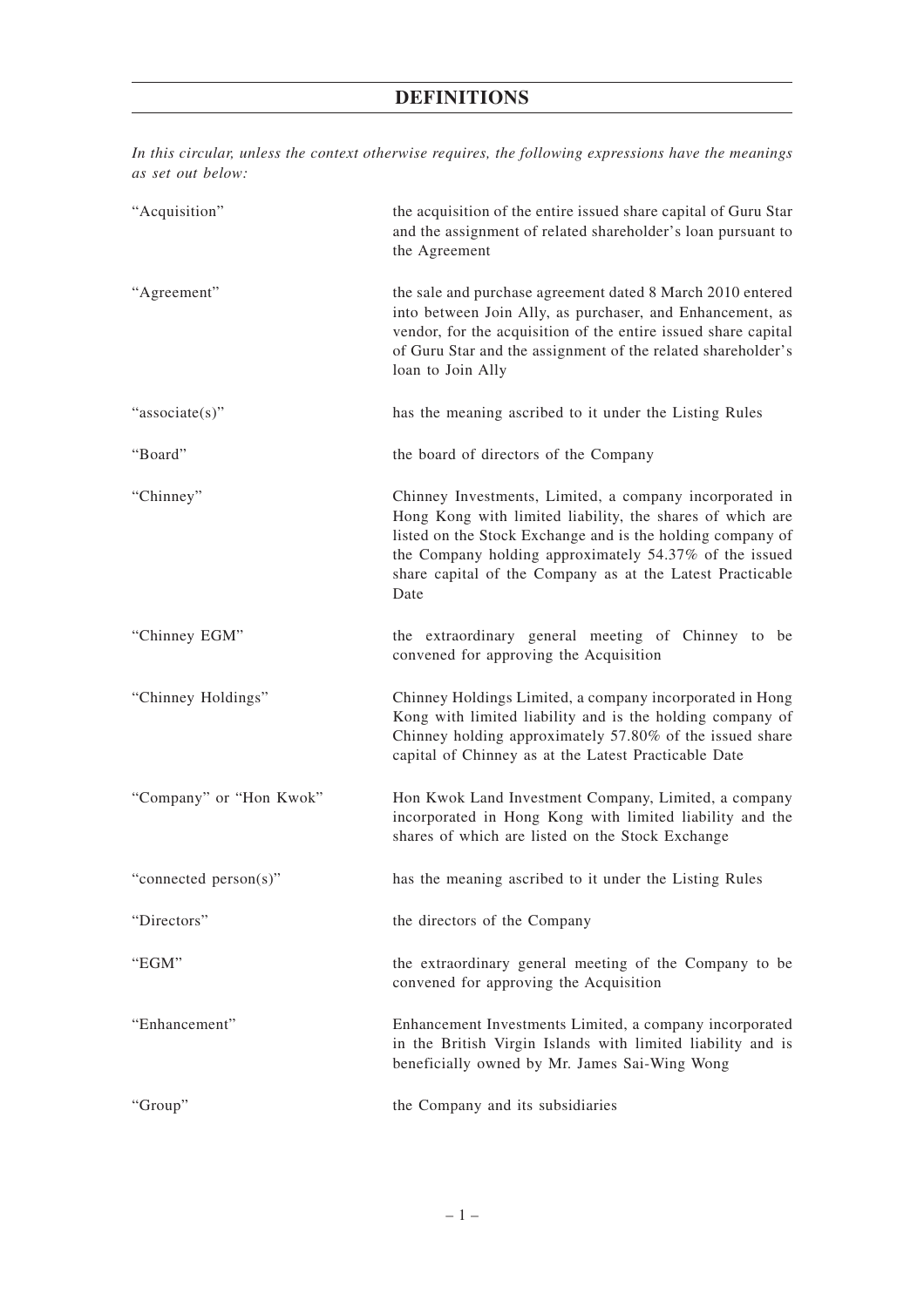# DEFINITIONS

*In this circular, unless the context otherwise requires, the following expressions have the meanings as set out below:*

| | |
|---|---|
| "Acquisition" | the acquisition of the entire issued share capital of Guru Star and the assignment of related shareholder's loan pursuant to the Agreement |
| "Agreement" | the sale and purchase agreement dated 8 March 2010 entered into between Join Ally, as purchaser, and Enhancement, as vendor, for the acquisition of the entire issued share capital of Guru Star and the assignment of the related shareholder's loan to Join Ally |
| "associate(s)" | has the meaning ascribed to it under the Listing Rules |
| "Board" | the board of directors of the Company |
| "Chinney" | Chinney Investments, Limited, a company incorporated in Hong Kong with limited liability, the shares of which are listed on the Stock Exchange and is the holding company of the Company holding approximately 54.37% of the issued share capital of the Company as at the Latest Practicable Date |
| "Chinney EGM" | the extraordinary general meeting of Chinney to be convened for approving the Acquisition |
| "Chinney Holdings" | Chinney Holdings Limited, a company incorporated in Hong Kong with limited liability and is the holding company of Chinney holding approximately 57.80% of the issued share capital of Chinney as at the Latest Practicable Date |
| "Company" or "Hon Kwok" | Hon Kwok Land Investment Company, Limited, a company incorporated in Hong Kong with limited liability and the shares of which are listed on the Stock Exchange |
| "connected person(s)" | has the meaning ascribed to it under the Listing Rules |
| "Directors" | the directors of the Company |
| "EGM" | the extraordinary general meeting of the Company to be convened for approving the Acquisition |
| "Enhancement" | Enhancement Investments Limited, a company incorporated in the British Virgin Islands with limited liability and is beneficially owned by Mr. James Sai-Wing Wong |
| "Group" | the Company and its subsidiaries |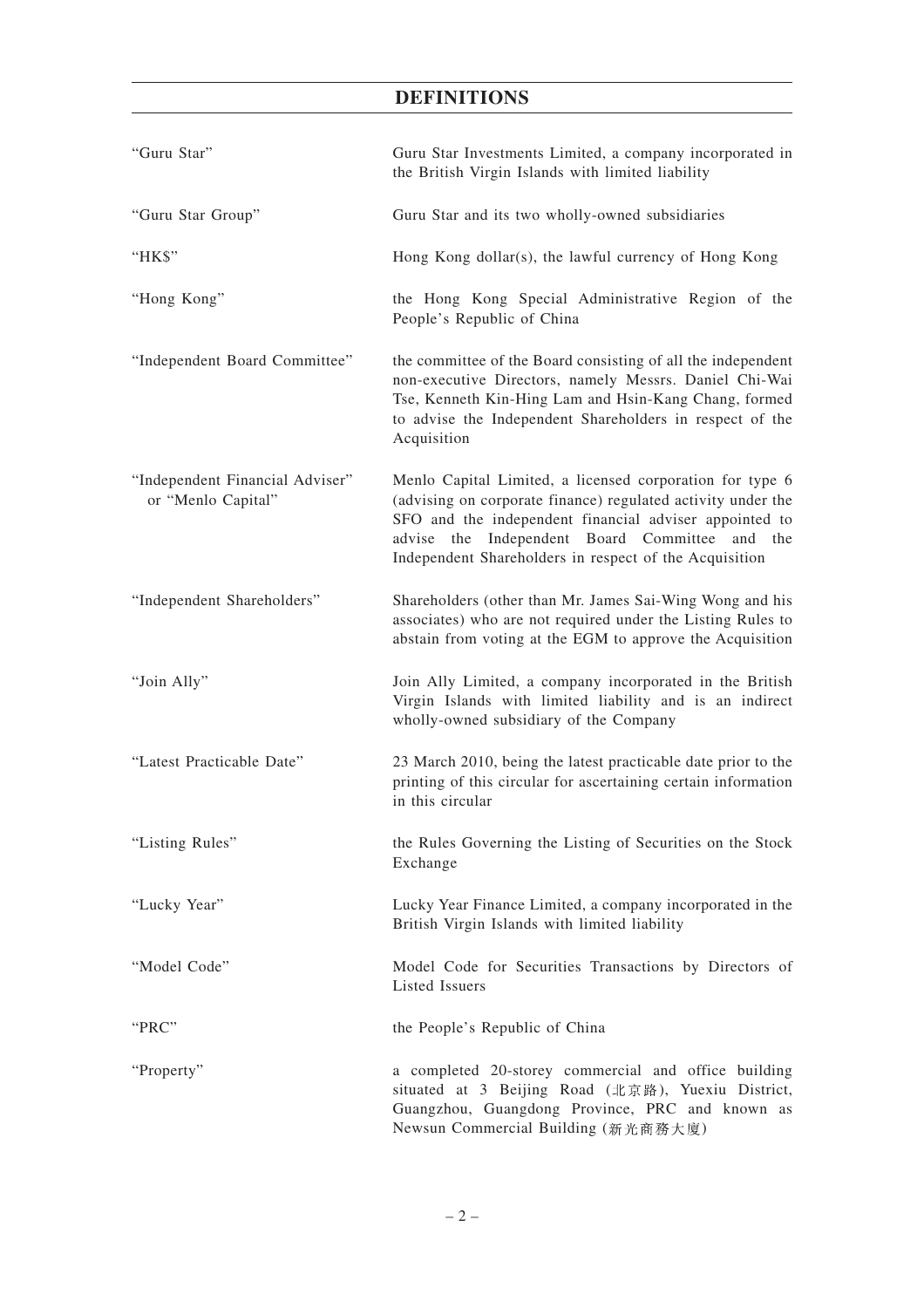# DEFINITIONS

| | |
|---|---|
| "Guru Star" | Guru Star Investments Limited, a company incorporated in the British Virgin Islands with limited liability |
| "Guru Star Group" | Guru Star and its two wholly-owned subsidiaries |
| "HK$" | Hong Kong dollar(s), the lawful currency of Hong Kong |
| "Hong Kong" | the Hong Kong Special Administrative Region of the People's Republic of China |
| "Independent Board Committee" | the committee of the Board consisting of all the independent non-executive Directors, namely Messrs. Daniel Chi-Wai Tse, Kenneth Kin-Hing Lam and Hsin-Kang Chang, formed to advise the Independent Shareholders in respect of the Acquisition |
| "Independent Financial Adviser" or "Menlo Capital" | Menlo Capital Limited, a licensed corporation for type 6 (advising on corporate finance) regulated activity under the SFO and the independent financial adviser appointed to advise the Independent Board Committee and the Independent Shareholders in respect of the Acquisition |
| "Independent Shareholders" | Shareholders (other than Mr. James Sai-Wing Wong and his associates) who are not required under the Listing Rules to abstain from voting at the EGM to approve the Acquisition |
| "Join Ally" | Join Ally Limited, a company incorporated in the British Virgin Islands with limited liability and is an indirect wholly-owned subsidiary of the Company |
| "Latest Practicable Date" | 23 March 2010, being the latest practicable date prior to the printing of this circular for ascertaining certain information in this circular |
| "Listing Rules" | the Rules Governing the Listing of Securities on the Stock Exchange |
| "Lucky Year" | Lucky Year Finance Limited, a company incorporated in the British Virgin Islands with limited liability |
| "Model Code" | Model Code for Securities Transactions by Directors of Listed Issuers |
| "PRC" | the People's Republic of China |
| "Property" | a completed 20-storey commercial and office building situated at 3 Beijing Road (北京路), Yuexiu District, Guangzhou, Guangdong Province, PRC and known as Newsun Commercial Building (新光商務大廈) |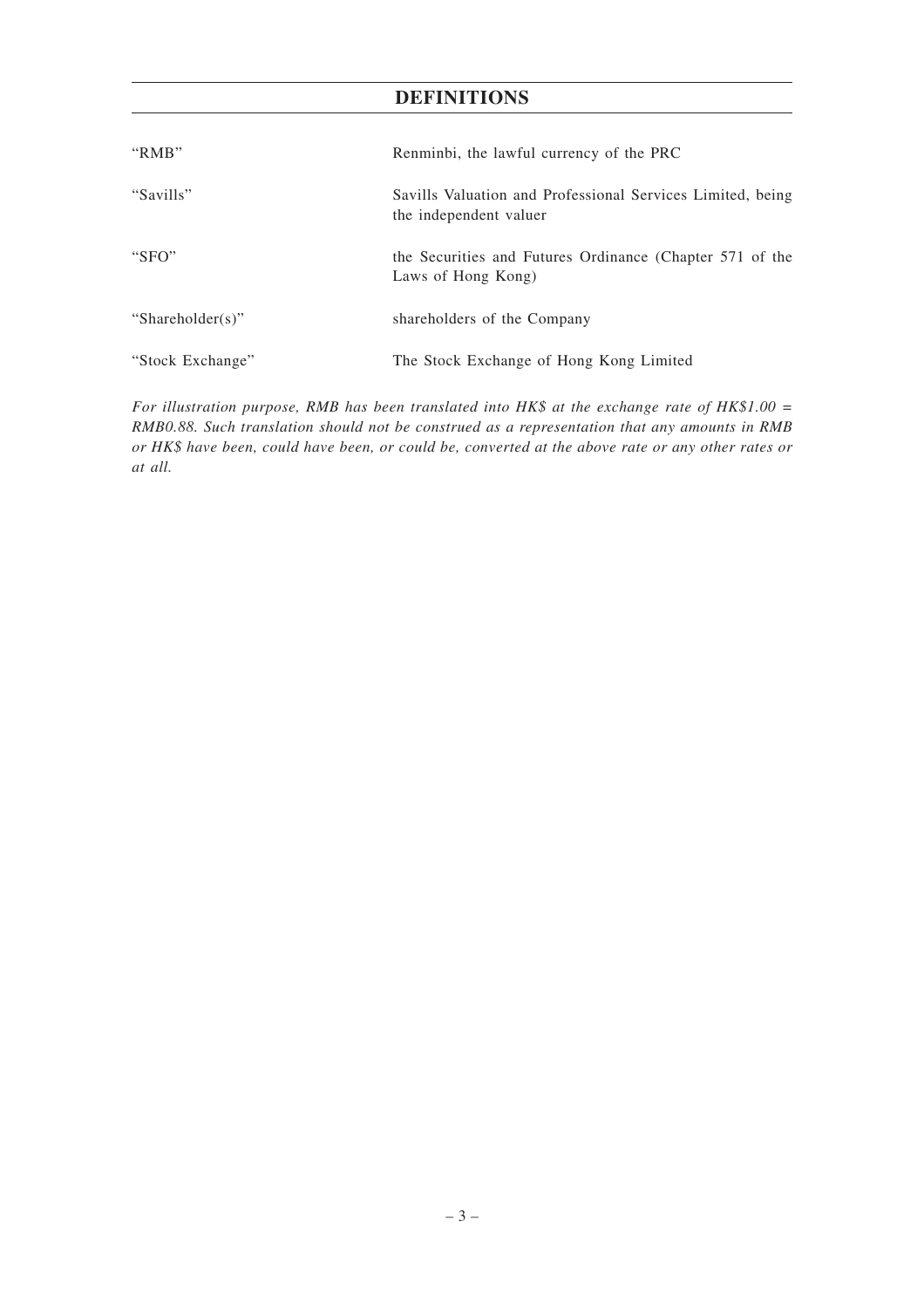# DEFINITIONS

| | |
|---|---|
| "RMB" | Renminbi, the lawful currency of the PRC |
| "Savills" | Savills Valuation and Professional Services Limited, being the independent valuer |
| "SFO" | the Securities and Futures Ordinance (Chapter 571 of the Laws of Hong Kong) |
| "Shareholder(s)" | shareholders of the Company |
| "Stock Exchange" | The Stock Exchange of Hong Kong Limited |

*For illustration purpose, RMB has been translated into HK$ at the exchange rate of HK$1.00 = RMB0.88. Such translation should not be construed as a representation that any amounts in RMB or HK$ have been, could have been, or could be, converted at the above rate or any other rates or at all.*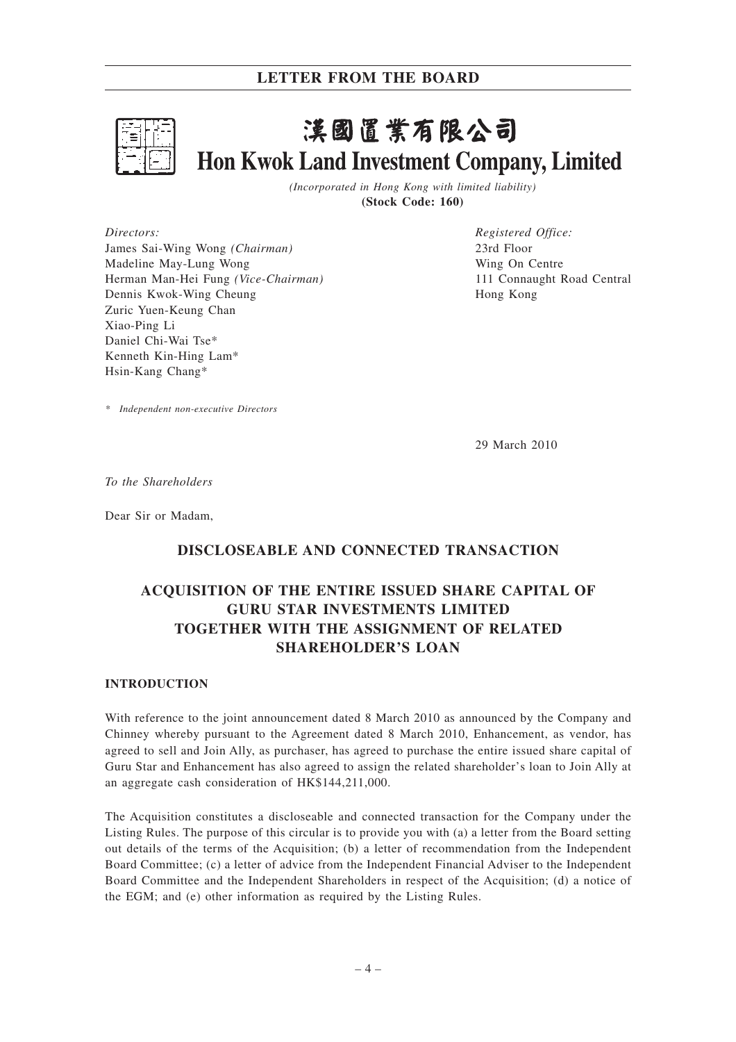# 漢國置業有限公司
# Hon Kwok Land Investment Company, Limited

*(Incorporated in Hong Kong with limited liability)*
**(Stock Code: 160)**

*Directors:*
James Sai-Wing Wong *(Chairman)*
Madeline May-Lung Wong
Herman Man-Hei Fung *(Vice-Chairman)*
Dennis Kwok-Wing Cheung
Zuric Yuen-Keung Chan
Xiao-Ping Li
Daniel Chi-Wai Tse*
Kenneth Kin-Hing Lam*
Hsin-Kang Chang*

\* *Independent non-executive Directors*

*Registered Office:*
23rd Floor
Wing On Centre
111 Connaught Road Central
Hong Kong

29 March 2010

*To the Shareholders*

Dear Sir or Madam,

## DISCLOSEABLE AND CONNECTED TRANSACTION

## ACQUISITION OF THE ENTIRE ISSUED SHARE CAPITAL OF GURU STAR INVESTMENTS LIMITED TOGETHER WITH THE ASSIGNMENT OF RELATED SHAREHOLDER'S LOAN

### INTRODUCTION

With reference to the joint announcement dated 8 March 2010 as announced by the Company and Chinney whereby pursuant to the Agreement dated 8 March 2010, Enhancement, as vendor, has agreed to sell and Join Ally, as purchaser, has agreed to purchase the entire issued share capital of Guru Star and Enhancement has also agreed to assign the related shareholder's loan to Join Ally at an aggregate cash consideration of HK$144,211,000.

The Acquisition constitutes a discloseable and connected transaction for the Company under the Listing Rules. The purpose of this circular is to provide you with (a) a letter from the Board setting out details of the terms of the Acquisition; (b) a letter of recommendation from the Independent Board Committee; (c) a letter of advice from the Independent Financial Adviser to the Independent Board Committee and the Independent Shareholders in respect of the Acquisition; (d) a notice of the EGM; and (e) other information as required by the Listing Rules.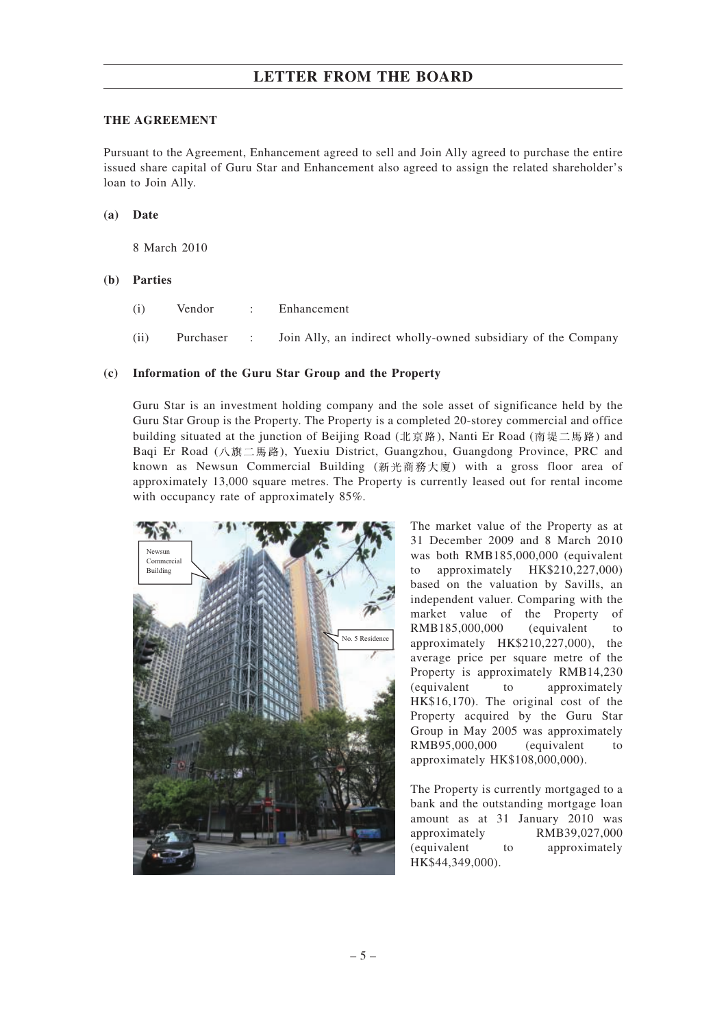## THE AGREEMENT

Pursuant to the Agreement, Enhancement agreed to sell and Join Ally agreed to purchase the entire issued share capital of Guru Star and Enhancement also agreed to assign the related shareholder's loan to Join Ally.

**(a) Date**

8 March 2010

**(b) Parties**

(i) Vendor : Enhancement

(ii) Purchaser : Join Ally, an indirect wholly-owned subsidiary of the Company

**(c) Information of the Guru Star Group and the Property**

Guru Star is an investment holding company and the sole asset of significance held by the Guru Star Group is the Property. The Property is a completed 20-storey commercial and office building situated at the junction of Beijing Road (北京路), Nanti Er Road (南堤二馬路) and Baqi Er Road (八旗二馬路), Yuexiu District, Guangzhou, Guangdong Province, PRC and known as Newsun Commercial Building (新光商務大廈) with a gross floor area of approximately 13,000 square metres. The Property is currently leased out for rental income with occupancy rate of approximately 85%.

The market value of the Property as at 31 December 2009 and 8 March 2010 was both RMB185,000,000 (equivalent to approximately HK$210,227,000) based on the valuation by Savills, an independent valuer. Comparing with the market value of the Property of RMB185,000,000 (equivalent to approximately HK$210,227,000), the average price per square metre of the Property is approximately RMB14,230 (equivalent to approximately HK$16,170). The original cost of the Property acquired by the Guru Star Group in May 2005 was approximately RMB95,000,000 (equivalent to approximately HK$108,000,000).

The Property is currently mortgaged to a bank and the outstanding mortgage loan amount as at 31 January 2010 was approximately RMB39,027,000 (equivalent to approximately HK$44,349,000).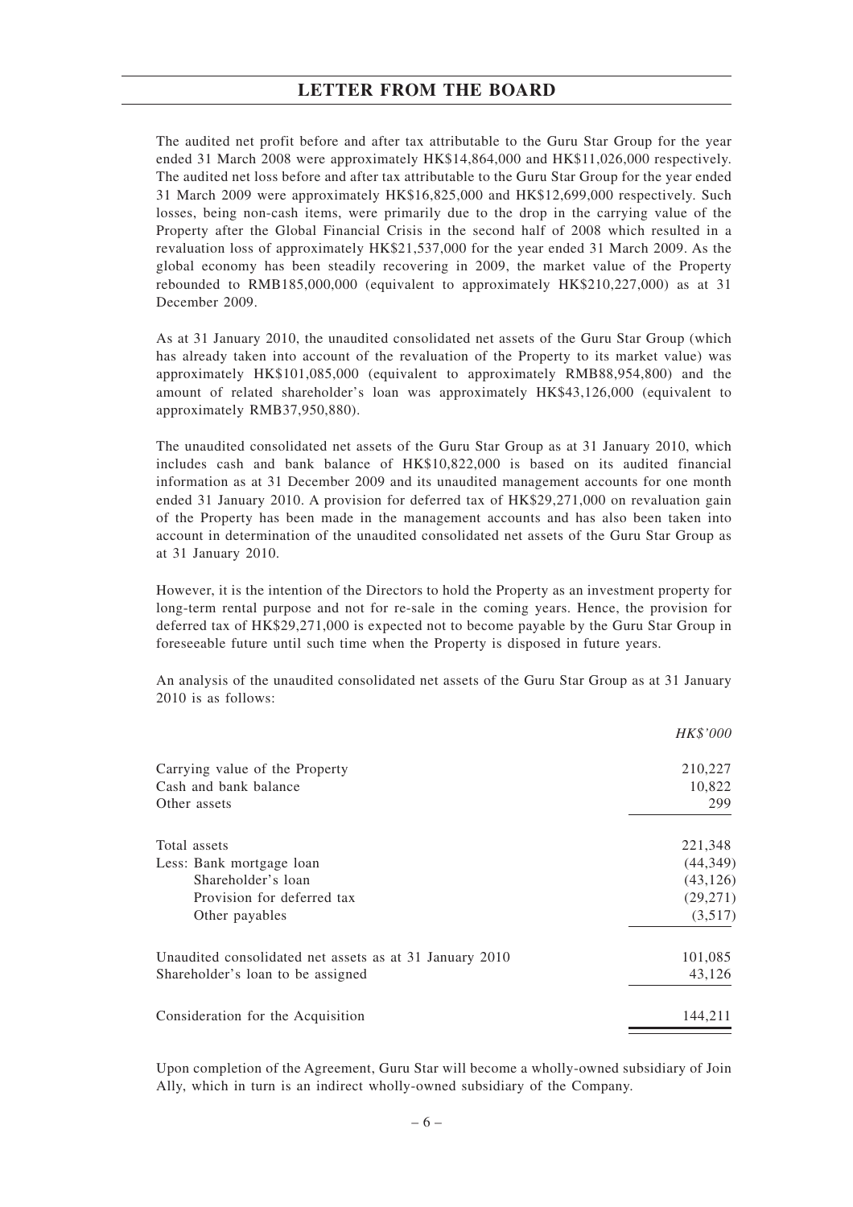The audited net profit before and after tax attributable to the Guru Star Group for the year ended 31 March 2008 were approximately HK$14,864,000 and HK$11,026,000 respectively. The audited net loss before and after tax attributable to the Guru Star Group for the year ended 31 March 2009 were approximately HK$16,825,000 and HK$12,699,000 respectively. Such losses, being non-cash items, were primarily due to the drop in the carrying value of the Property after the Global Financial Crisis in the second half of 2008 which resulted in a revaluation loss of approximately HK$21,537,000 for the year ended 31 March 2009. As the global economy has been steadily recovering in 2009, the market value of the Property rebounded to RMB185,000,000 (equivalent to approximately HK$210,227,000) as at 31 December 2009.

As at 31 January 2010, the unaudited consolidated net assets of the Guru Star Group (which has already taken into account of the revaluation of the Property to its market value) was approximately HK$101,085,000 (equivalent to approximately RMB88,954,800) and the amount of related shareholder's loan was approximately HK$43,126,000 (equivalent to approximately RMB37,950,880).

The unaudited consolidated net assets of the Guru Star Group as at 31 January 2010, which includes cash and bank balance of HK$10,822,000 is based on its audited financial information as at 31 December 2009 and its unaudited management accounts for one month ended 31 January 2010. A provision for deferred tax of HK$29,271,000 on revaluation gain of the Property has been made in the management accounts and has also been taken into account in determination of the unaudited consolidated net assets of the Guru Star Group as at 31 January 2010.

However, it is the intention of the Directors to hold the Property as an investment property for long-term rental purpose and not for re-sale in the coming years. Hence, the provision for deferred tax of HK$29,271,000 is expected not to become payable by the Guru Star Group in foreseeable future until such time when the Property is disposed in future years.

An analysis of the unaudited consolidated net assets of the Guru Star Group as at 31 January 2010 is as follows:

| | *HK$'000* |
|---|---|
| Carrying value of the Property | 210,227 |
| Cash and bank balance | 10,822 |
| Other assets | 299 |
| Total assets | 221,348 |
| Less: Bank mortgage loan | (44,349) |
| Shareholder's loan | (43,126) |
| Provision for deferred tax | (29,271) |
| Other payables | (3,517) |
| Unaudited consolidated net assets as at 31 January 2010 | 101,085 |
| Shareholder's loan to be assigned | 43,126 |
| Consideration for the Acquisition | 144,211 |

Upon completion of the Agreement, Guru Star will become a wholly-owned subsidiary of Join Ally, which in turn is an indirect wholly-owned subsidiary of the Company.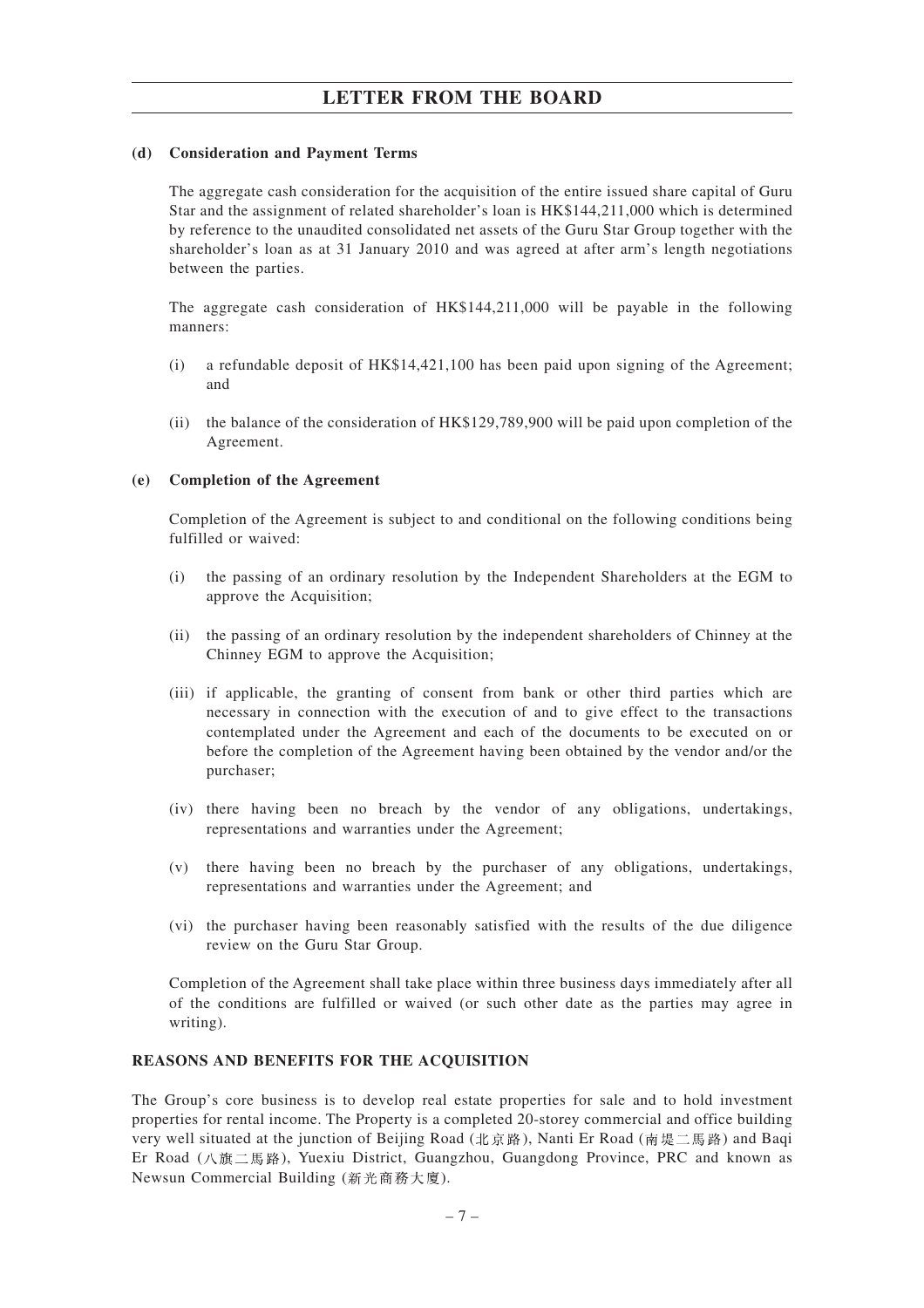#### (d) Consideration and Payment Terms

The aggregate cash consideration for the acquisition of the entire issued share capital of Guru Star and the assignment of related shareholder's loan is HK$144,211,000 which is determined by reference to the unaudited consolidated net assets of the Guru Star Group together with the shareholder's loan as at 31 January 2010 and was agreed at after arm's length negotiations between the parties.

The aggregate cash consideration of HK$144,211,000 will be payable in the following manners:

(i) a refundable deposit of HK$14,421,100 has been paid upon signing of the Agreement; and

(ii) the balance of the consideration of HK$129,789,900 will be paid upon completion of the Agreement.

#### (e) Completion of the Agreement

Completion of the Agreement is subject to and conditional on the following conditions being fulfilled or waived:

(i) the passing of an ordinary resolution by the Independent Shareholders at the EGM to approve the Acquisition;

(ii) the passing of an ordinary resolution by the independent shareholders of Chinney at the Chinney EGM to approve the Acquisition;

(iii) if applicable, the granting of consent from bank or other third parties which are necessary in connection with the execution of and to give effect to the transactions contemplated under the Agreement and each of the documents to be executed on or before the completion of the Agreement having been obtained by the vendor and/or the purchaser;

(iv) there having been no breach by the vendor of any obligations, undertakings, representations and warranties under the Agreement;

(v) there having been no breach by the purchaser of any obligations, undertakings, representations and warranties under the Agreement; and

(vi) the purchaser having been reasonably satisfied with the results of the due diligence review on the Guru Star Group.

Completion of the Agreement shall take place within three business days immediately after all of the conditions are fulfilled or waived (or such other date as the parties may agree in writing).

### REASONS AND BENEFITS FOR THE ACQUISITION

The Group's core business is to develop real estate properties for sale and to hold investment properties for rental income. The Property is a completed 20-storey commercial and office building very well situated at the junction of Beijing Road (北京路), Nanti Er Road (南堤二馬路) and Baqi Er Road (八旗二馬路), Yuexiu District, Guangzhou, Guangdong Province, PRC and known as Newsun Commercial Building (新光商務大廈).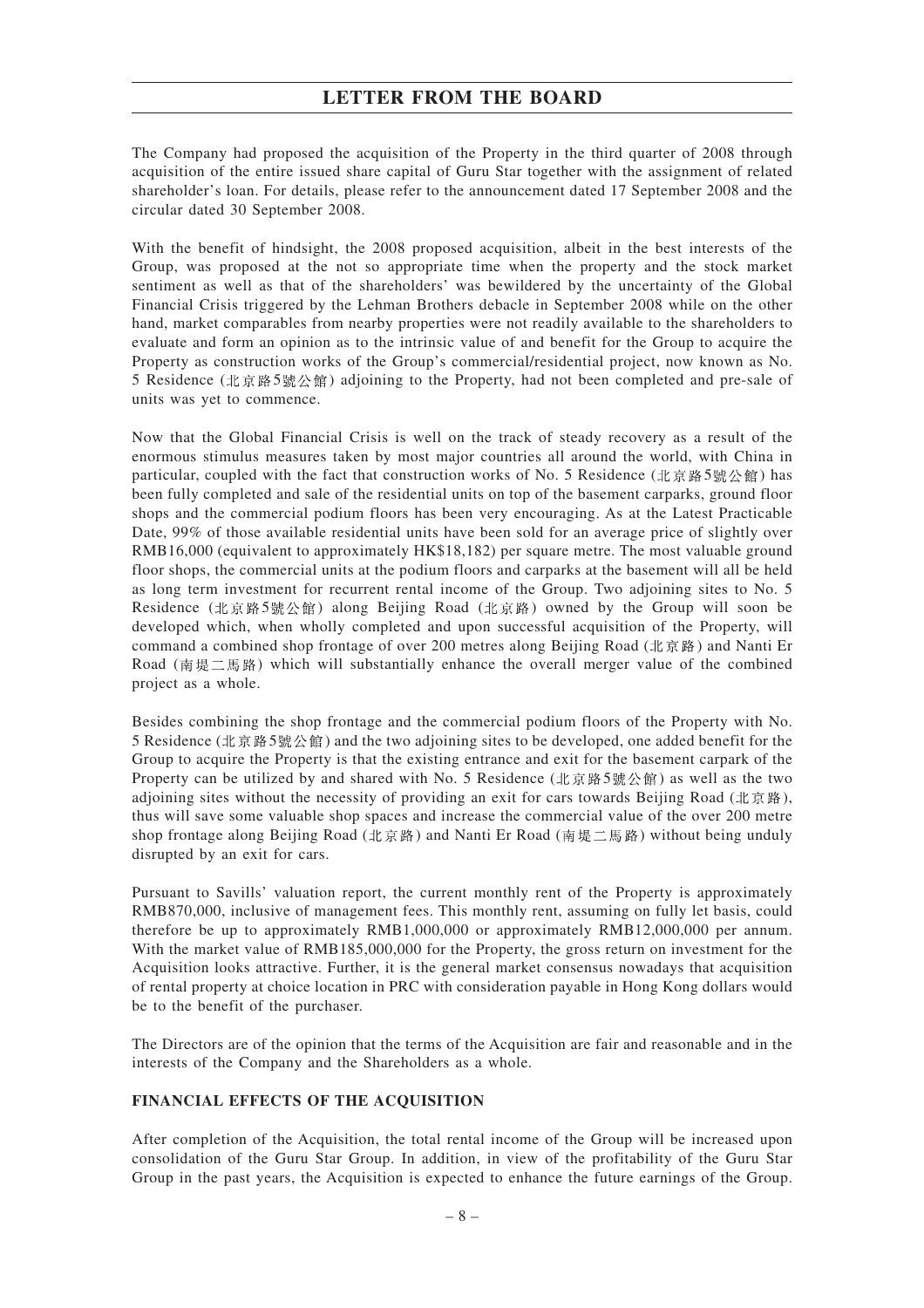The Company had proposed the acquisition of the Property in the third quarter of 2008 through acquisition of the entire issued share capital of Guru Star together with the assignment of related shareholder's loan. For details, please refer to the announcement dated 17 September 2008 and the circular dated 30 September 2008.

With the benefit of hindsight, the 2008 proposed acquisition, albeit in the best interests of the Group, was proposed at the not so appropriate time when the property and the stock market sentiment as well as that of the shareholders' was bewildered by the uncertainty of the Global Financial Crisis triggered by the Lehman Brothers debacle in September 2008 while on the other hand, market comparables from nearby properties were not readily available to the shareholders to evaluate and form an opinion as to the intrinsic value of and benefit for the Group to acquire the Property as construction works of the Group's commercial/residential project, now known as No. 5 Residence (北京路5號公館) adjoining to the Property, had not been completed and pre-sale of units was yet to commence.

Now that the Global Financial Crisis is well on the track of steady recovery as a result of the enormous stimulus measures taken by most major countries all around the world, with China in particular, coupled with the fact that construction works of No. 5 Residence (北京路5號公館) has been fully completed and sale of the residential units on top of the basement carparks, ground floor shops and the commercial podium floors has been very encouraging. As at the Latest Practicable Date, 99% of those available residential units have been sold for an average price of slightly over RMB16,000 (equivalent to approximately HK$18,182) per square metre. The most valuable ground floor shops, the commercial units at the podium floors and carparks at the basement will all be held as long term investment for recurrent rental income of the Group. Two adjoining sites to No. 5 Residence (北京路5號公館) along Beijing Road (北京路) owned by the Group will soon be developed which, when wholly completed and upon successful acquisition of the Property, will command a combined shop frontage of over 200 metres along Beijing Road (北京路) and Nanti Er Road (南堤二馬路) which will substantially enhance the overall merger value of the combined project as a whole.

Besides combining the shop frontage and the commercial podium floors of the Property with No. 5 Residence (北京路5號公館) and the two adjoining sites to be developed, one added benefit for the Group to acquire the Property is that the existing entrance and exit for the basement carpark of the Property can be utilized by and shared with No. 5 Residence (北京路5號公館) as well as the two adjoining sites without the necessity of providing an exit for cars towards Beijing Road (北京路), thus will save some valuable shop spaces and increase the commercial value of the over 200 metre shop frontage along Beijing Road (北京路) and Nanti Er Road (南堤二馬路) without being unduly disrupted by an exit for cars.

Pursuant to Savills' valuation report, the current monthly rent of the Property is approximately RMB870,000, inclusive of management fees. This monthly rent, assuming on fully let basis, could therefore be up to approximately RMB1,000,000 or approximately RMB12,000,000 per annum. With the market value of RMB185,000,000 for the Property, the gross return on investment for the Acquisition looks attractive. Further, it is the general market consensus nowadays that acquisition of rental property at choice location in PRC with consideration payable in Hong Kong dollars would be to the benefit of the purchaser.

The Directors are of the opinion that the terms of the Acquisition are fair and reasonable and in the interests of the Company and the Shareholders as a whole.

**FINANCIAL EFFECTS OF THE ACQUISITION**

After completion of the Acquisition, the total rental income of the Group will be increased upon consolidation of the Guru Star Group. In addition, in view of the profitability of the Guru Star Group in the past years, the Acquisition is expected to enhance the future earnings of the Group.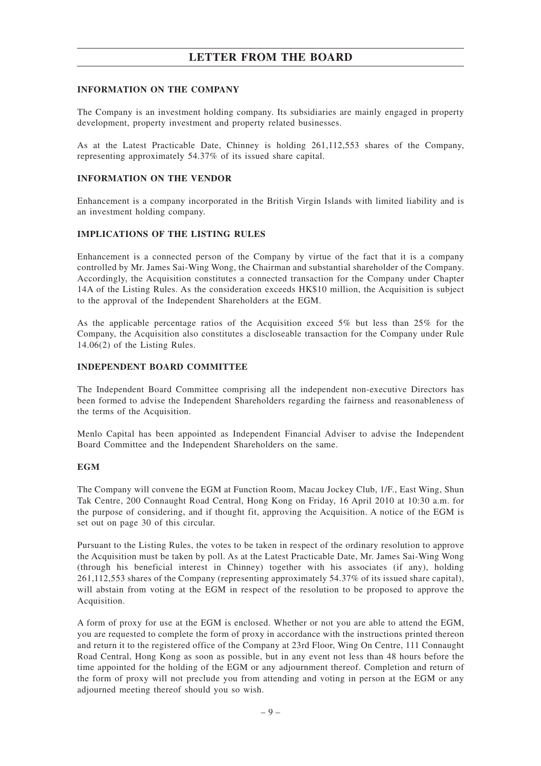# LETTER FROM THE BOARD

## INFORMATION ON THE COMPANY

The Company is an investment holding company. Its subsidiaries are mainly engaged in property development, property investment and property related businesses.

As at the Latest Practicable Date, Chinney is holding 261,112,553 shares of the Company, representing approximately 54.37% of its issued share capital.

## INFORMATION ON THE VENDOR

Enhancement is a company incorporated in the British Virgin Islands with limited liability and is an investment holding company.

## IMPLICATIONS OF THE LISTING RULES

Enhancement is a connected person of the Company by virtue of the fact that it is a company controlled by Mr. James Sai-Wing Wong, the Chairman and substantial shareholder of the Company. Accordingly, the Acquisition constitutes a connected transaction for the Company under Chapter 14A of the Listing Rules. As the consideration exceeds HK$10 million, the Acquisition is subject to the approval of the Independent Shareholders at the EGM.

As the applicable percentage ratios of the Acquisition exceed 5% but less than 25% for the Company, the Acquisition also constitutes a discloseable transaction for the Company under Rule 14.06(2) of the Listing Rules.

## INDEPENDENT BOARD COMMITTEE

The Independent Board Committee comprising all the independent non-executive Directors has been formed to advise the Independent Shareholders regarding the fairness and reasonableness of the terms of the Acquisition.

Menlo Capital has been appointed as Independent Financial Adviser to advise the Independent Board Committee and the Independent Shareholders on the same.

## EGM

The Company will convene the EGM at Function Room, Macau Jockey Club, 1/F., East Wing, Shun Tak Centre, 200 Connaught Road Central, Hong Kong on Friday, 16 April 2010 at 10:30 a.m. for the purpose of considering, and if thought fit, approving the Acquisition. A notice of the EGM is set out on page 30 of this circular.

Pursuant to the Listing Rules, the votes to be taken in respect of the ordinary resolution to approve the Acquisition must be taken by poll. As at the Latest Practicable Date, Mr. James Sai-Wing Wong (through his beneficial interest in Chinney) together with his associates (if any), holding 261,112,553 shares of the Company (representing approximately 54.37% of its issued share capital), will abstain from voting at the EGM in respect of the resolution to be proposed to approve the Acquisition.

A form of proxy for use at the EGM is enclosed. Whether or not you are able to attend the EGM, you are requested to complete the form of proxy in accordance with the instructions printed thereon and return it to the registered office of the Company at 23rd Floor, Wing On Centre, 111 Connaught Road Central, Hong Kong as soon as possible, but in any event not less than 48 hours before the time appointed for the holding of the EGM or any adjournment thereof. Completion and return of the form of proxy will not preclude you from attending and voting in person at the EGM or any adjourned meeting thereof should you so wish.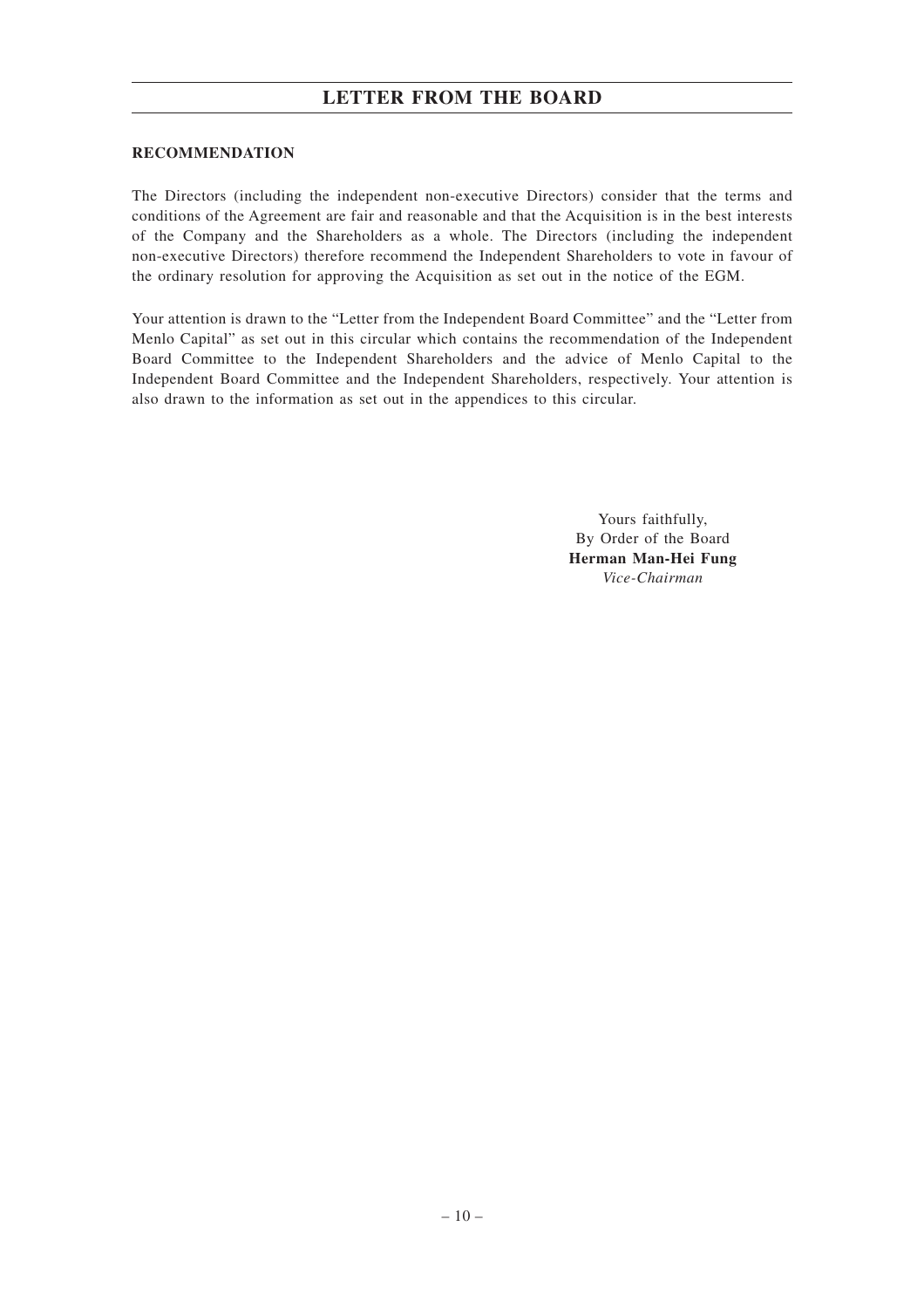## RECOMMENDATION

The Directors (including the independent non-executive Directors) consider that the terms and conditions of the Agreement are fair and reasonable and that the Acquisition is in the best interests of the Company and the Shareholders as a whole. The Directors (including the independent non-executive Directors) therefore recommend the Independent Shareholders to vote in favour of the ordinary resolution for approving the Acquisition as set out in the notice of the EGM.

Your attention is drawn to the "Letter from the Independent Board Committee" and the "Letter from Menlo Capital" as set out in this circular which contains the recommendation of the Independent Board Committee to the Independent Shareholders and the advice of Menlo Capital to the Independent Board Committee and the Independent Shareholders, respectively. Your attention is also drawn to the information as set out in the appendices to this circular.

Yours faithfully,
By Order of the Board
**Herman Man-Hei Fung**
*Vice-Chairman*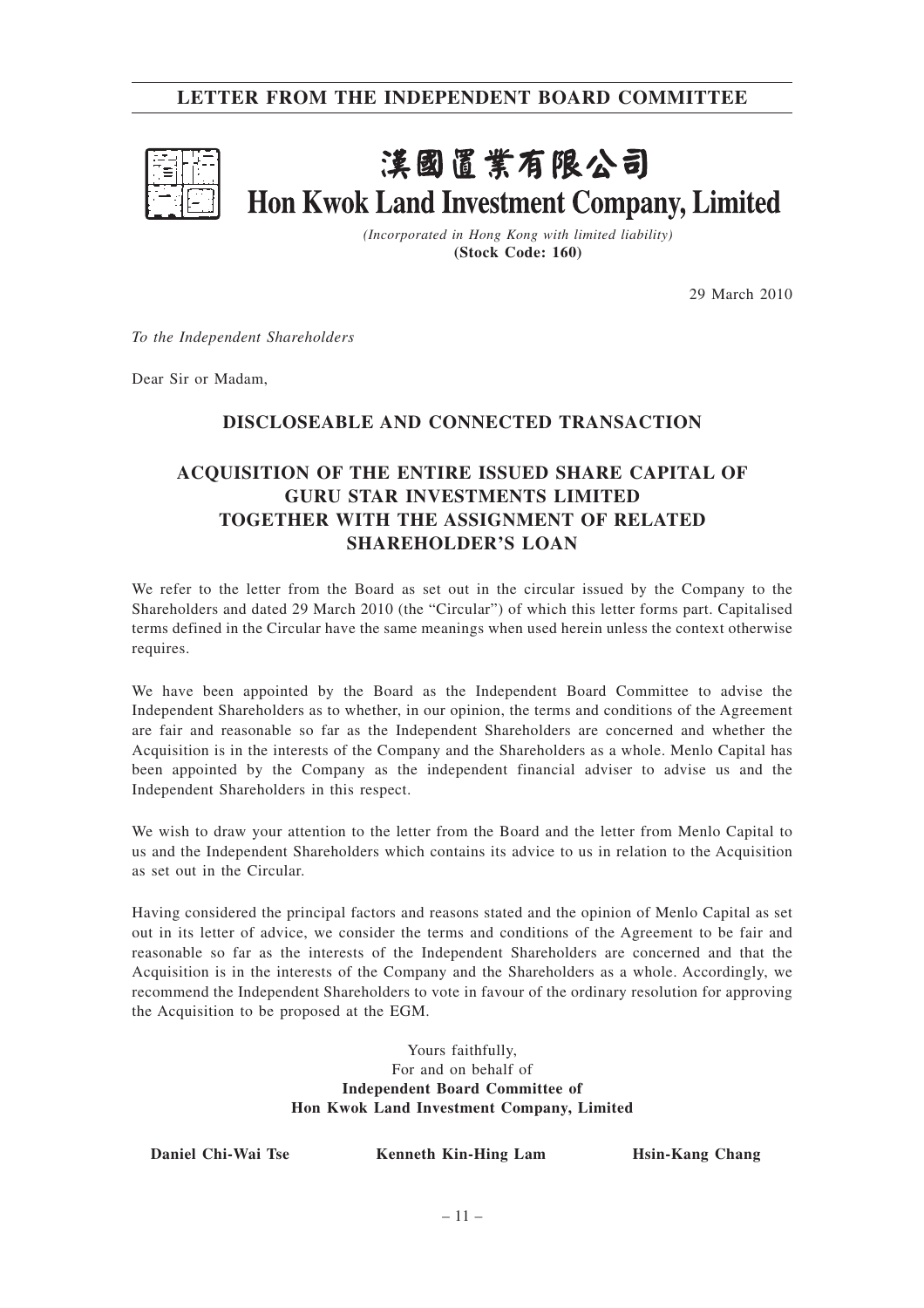# LETTER FROM THE INDEPENDENT BOARD COMMITTEE

# 漢國置業有限公司
# Hon Kwok Land Investment Company, Limited

*(Incorporated in Hong Kong with limited liability)*
**(Stock Code: 160)**

29 March 2010

*To the Independent Shareholders*

Dear Sir or Madam,

## DISCLOSEABLE AND CONNECTED TRANSACTION

## ACQUISITION OF THE ENTIRE ISSUED SHARE CAPITAL OF GURU STAR INVESTMENTS LIMITED TOGETHER WITH THE ASSIGNMENT OF RELATED SHAREHOLDER'S LOAN

We refer to the letter from the Board as set out in the circular issued by the Company to the Shareholders and dated 29 March 2010 (the "Circular") of which this letter forms part. Capitalised terms defined in the Circular have the same meanings when used herein unless the context otherwise requires.

We have been appointed by the Board as the Independent Board Committee to advise the Independent Shareholders as to whether, in our opinion, the terms and conditions of the Agreement are fair and reasonable so far as the Independent Shareholders are concerned and whether the Acquisition is in the interests of the Company and the Shareholders as a whole. Menlo Capital has been appointed by the Company as the independent financial adviser to advise us and the Independent Shareholders in this respect.

We wish to draw your attention to the letter from the Board and the letter from Menlo Capital to us and the Independent Shareholders which contains its advice to us in relation to the Acquisition as set out in the Circular.

Having considered the principal factors and reasons stated and the opinion of Menlo Capital as set out in its letter of advice, we consider the terms and conditions of the Agreement to be fair and reasonable so far as the interests of the Independent Shareholders are concerned and that the Acquisition is in the interests of the Company and the Shareholders as a whole. Accordingly, we recommend the Independent Shareholders to vote in favour of the ordinary resolution for approving the Acquisition to be proposed at the EGM.

Yours faithfully,
For and on behalf of
**Independent Board Committee of**
**Hon Kwok Land Investment Company, Limited**

**Daniel Chi-Wai Tse** **Kenneth Kin-Hing Lam** **Hsin-Kang Chang**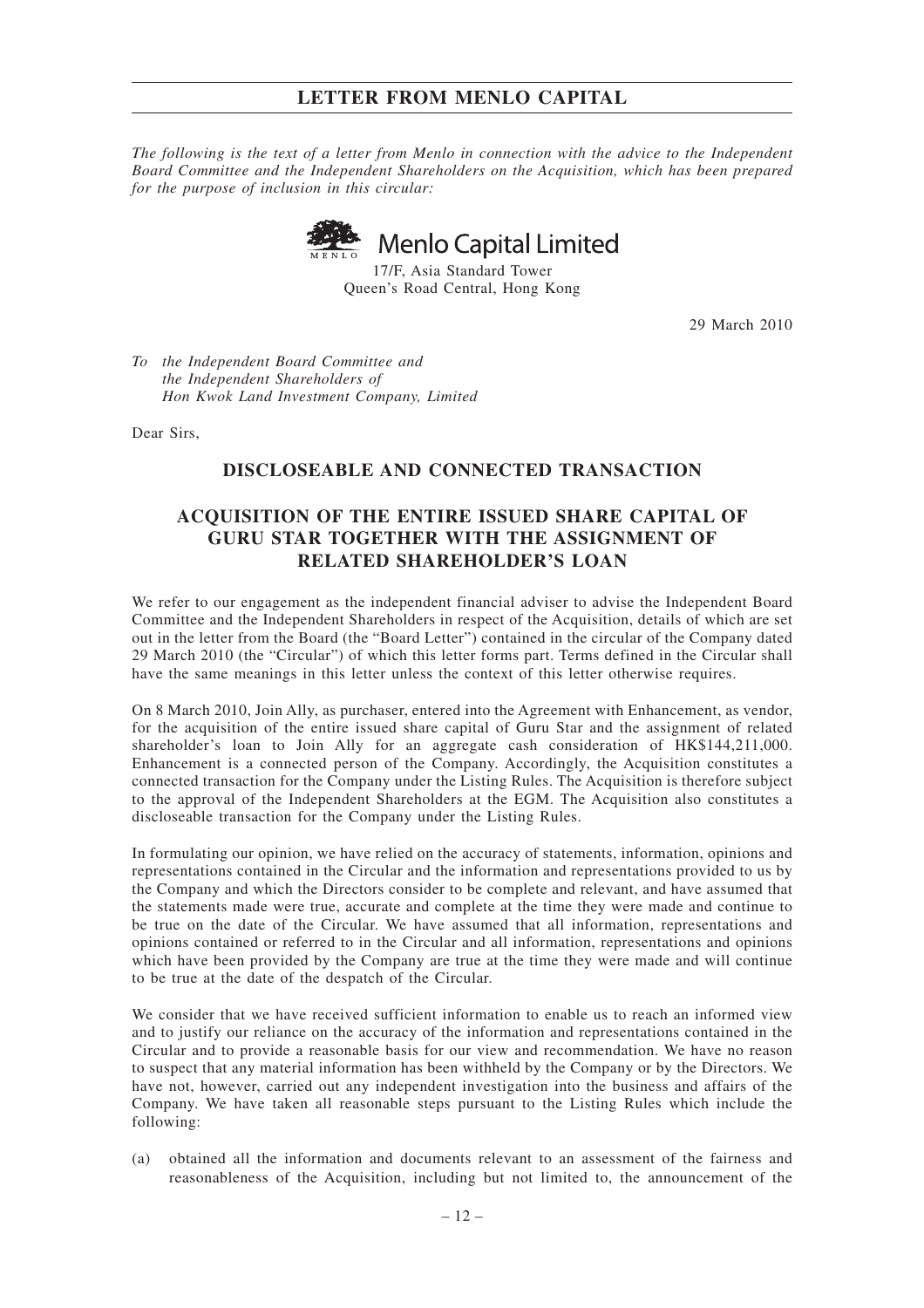# LETTER FROM MENLO CAPITAL

*The following is the text of a letter from Menlo in connection with the advice to the Independent Board Committee and the Independent Shareholders on the Acquisition, which has been prepared for the purpose of inclusion in this circular:*

**Menlo Capital Limited**

17/F, Asia Standard Tower
Queen's Road Central, Hong Kong

29 March 2010

*To the Independent Board Committee and*
*the Independent Shareholders of*
*Hon Kwok Land Investment Company, Limited*

Dear Sirs,

## DISCLOSEABLE AND CONNECTED TRANSACTION

## ACQUISITION OF THE ENTIRE ISSUED SHARE CAPITAL OF GURU STAR TOGETHER WITH THE ASSIGNMENT OF RELATED SHAREHOLDER'S LOAN

We refer to our engagement as the independent financial adviser to advise the Independent Board Committee and the Independent Shareholders in respect of the Acquisition, details of which are set out in the letter from the Board (the "Board Letter") contained in the circular of the Company dated 29 March 2010 (the "Circular") of which this letter forms part. Terms defined in the Circular shall have the same meanings in this letter unless the context of this letter otherwise requires.

On 8 March 2010, Join Ally, as purchaser, entered into the Agreement with Enhancement, as vendor, for the acquisition of the entire issued share capital of Guru Star and the assignment of related shareholder's loan to Join Ally for an aggregate cash consideration of HK$144,211,000. Enhancement is a connected person of the Company. Accordingly, the Acquisition constitutes a connected transaction for the Company under the Listing Rules. The Acquisition is therefore subject to the approval of the Independent Shareholders at the EGM. The Acquisition also constitutes a discloseable transaction for the Company under the Listing Rules.

In formulating our opinion, we have relied on the accuracy of statements, information, opinions and representations contained in the Circular and the information and representations provided to us by the Company and which the Directors consider to be complete and relevant, and have assumed that the statements made were true, accurate and complete at the time they were made and continue to be true on the date of the Circular. We have assumed that all information, representations and opinions contained or referred to in the Circular and all information, representations and opinions which have been provided by the Company are true at the time they were made and will continue to be true at the date of the despatch of the Circular.

We consider that we have received sufficient information to enable us to reach an informed view and to justify our reliance on the accuracy of the information and representations contained in the Circular and to provide a reasonable basis for our view and recommendation. We have no reason to suspect that any material information has been withheld by the Company or by the Directors. We have not, however, carried out any independent investigation into the business and affairs of the Company. We have taken all reasonable steps pursuant to the Listing Rules which include the following:

(a) obtained all the information and documents relevant to an assessment of the fairness and reasonableness of the Acquisition, including but not limited to, the announcement of the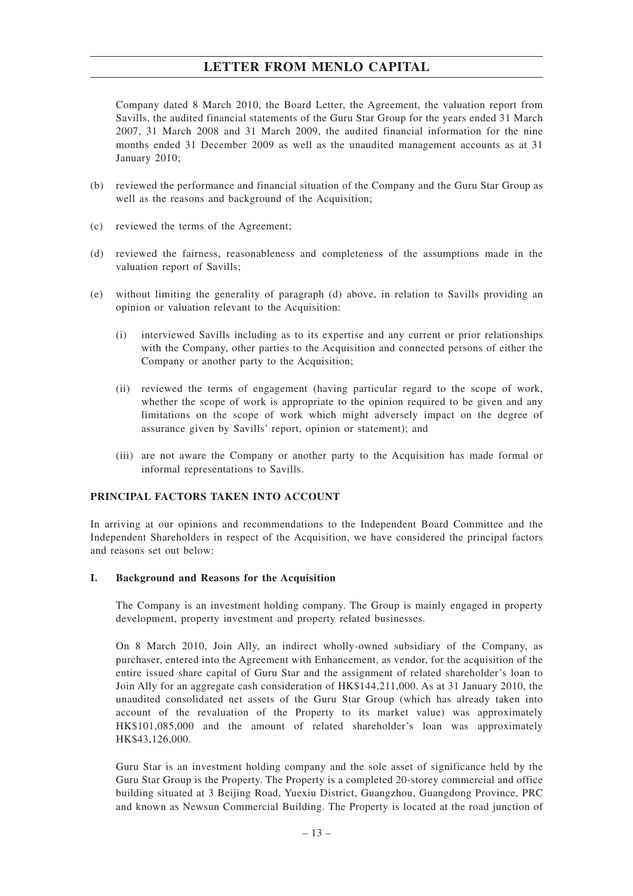Company dated 8 March 2010, the Board Letter, the Agreement, the valuation report from Savills, the audited financial statements of the Guru Star Group for the years ended 31 March 2007, 31 March 2008 and 31 March 2009, the audited financial information for the nine months ended 31 December 2009 as well as the unaudited management accounts as at 31 January 2010;

(b) reviewed the performance and financial situation of the Company and the Guru Star Group as well as the reasons and background of the Acquisition;

(c) reviewed the terms of the Agreement;

(d) reviewed the fairness, reasonableness and completeness of the assumptions made in the valuation report of Savills;

(e) without limiting the generality of paragraph (d) above, in relation to Savills providing an opinion or valuation relevant to the Acquisition:

   (i) interviewed Savills including as to its expertise and any current or prior relationships with the Company, other parties to the Acquisition and connected persons of either the Company or another party to the Acquisition;

   (ii) reviewed the terms of engagement (having particular regard to the scope of work, whether the scope of work is appropriate to the opinion required to be given and any limitations on the scope of work which might adversely impact on the degree of assurance given by Savills' report, opinion or statement); and

   (iii) are not aware the Company or another party to the Acquisition has made formal or informal representations to Savills.

## PRINCIPAL FACTORS TAKEN INTO ACCOUNT

In arriving at our opinions and recommendations to the Independent Board Committee and the Independent Shareholders in respect of the Acquisition, we have considered the principal factors and reasons set out below:

### I. Background and Reasons for the Acquisition

The Company is an investment holding company. The Group is mainly engaged in property development, property investment and property related businesses.

On 8 March 2010, Join Ally, an indirect wholly-owned subsidiary of the Company, as purchaser, entered into the Agreement with Enhancement, as vendor, for the acquisition of the entire issued share capital of Guru Star and the assignment of related shareholder's loan to Join Ally for an aggregate cash consideration of HK$144,211,000. As at 31 January 2010, the unaudited consolidated net assets of the Guru Star Group (which has already taken into account of the revaluation of the Property to its market value) was approximately HK$101,085,000 and the amount of related shareholder's loan was approximately HK$43,126,000.

Guru Star is an investment holding company and the sole asset of significance held by the Guru Star Group is the Property. The Property is a completed 20-storey commercial and office building situated at 3 Beijing Road, Yuexiu District, Guangzhou, Guangdong Province, PRC and known as Newsun Commercial Building. The Property is located at the road junction of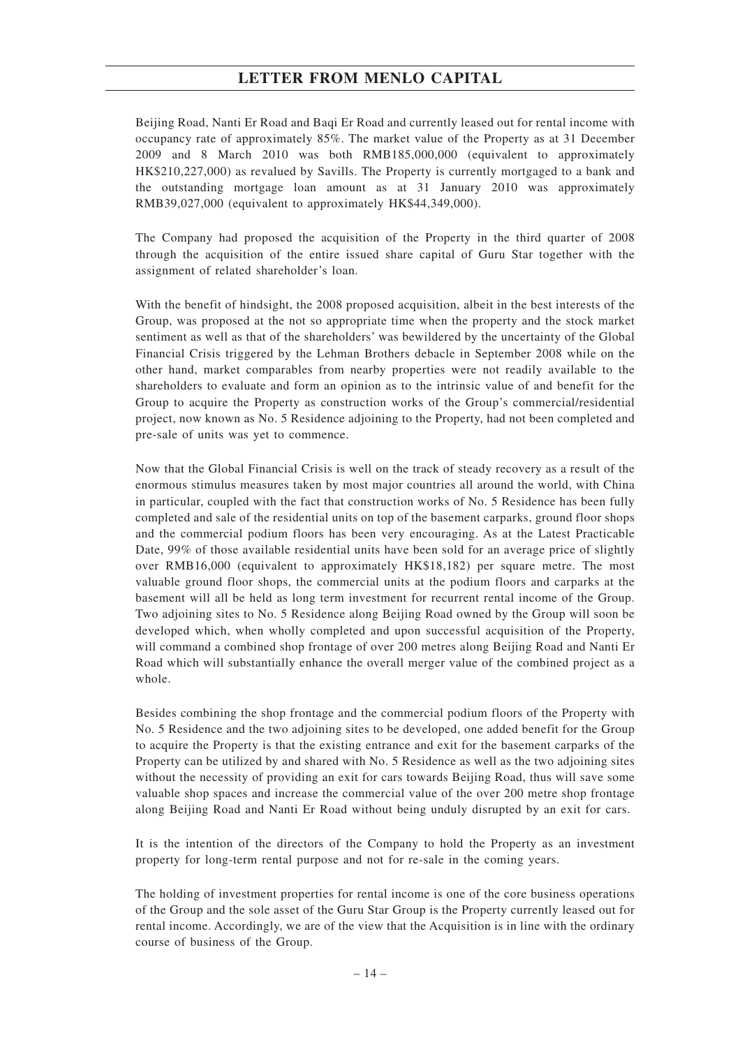Beijing Road, Nanti Er Road and Baqi Er Road and currently leased out for rental income with occupancy rate of approximately 85%. The market value of the Property as at 31 December 2009 and 8 March 2010 was both RMB185,000,000 (equivalent to approximately HK$210,227,000) as revalued by Savills. The Property is currently mortgaged to a bank and the outstanding mortgage loan amount as at 31 January 2010 was approximately RMB39,027,000 (equivalent to approximately HK$44,349,000).

The Company had proposed the acquisition of the Property in the third quarter of 2008 through the acquisition of the entire issued share capital of Guru Star together with the assignment of related shareholder's loan.

With the benefit of hindsight, the 2008 proposed acquisition, albeit in the best interests of the Group, was proposed at the not so appropriate time when the property and the stock market sentiment as well as that of the shareholders' was bewildered by the uncertainty of the Global Financial Crisis triggered by the Lehman Brothers debacle in September 2008 while on the other hand, market comparables from nearby properties were not readily available to the shareholders to evaluate and form an opinion as to the intrinsic value of and benefit for the Group to acquire the Property as construction works of the Group's commercial/residential project, now known as No. 5 Residence adjoining to the Property, had not been completed and pre-sale of units was yet to commence.

Now that the Global Financial Crisis is well on the track of steady recovery as a result of the enormous stimulus measures taken by most major countries all around the world, with China in particular, coupled with the fact that construction works of No. 5 Residence has been fully completed and sale of the residential units on top of the basement carparks, ground floor shops and the commercial podium floors has been very encouraging. As at the Latest Practicable Date, 99% of those available residential units have been sold for an average price of slightly over RMB16,000 (equivalent to approximately HK$18,182) per square metre. The most valuable ground floor shops, the commercial units at the podium floors and carparks at the basement will all be held as long term investment for recurrent rental income of the Group. Two adjoining sites to No. 5 Residence along Beijing Road owned by the Group will soon be developed which, when wholly completed and upon successful acquisition of the Property, will command a combined shop frontage of over 200 metres along Beijing Road and Nanti Er Road which will substantially enhance the overall merger value of the combined project as a whole.

Besides combining the shop frontage and the commercial podium floors of the Property with No. 5 Residence and the two adjoining sites to be developed, one added benefit for the Group to acquire the Property is that the existing entrance and exit for the basement carparks of the Property can be utilized by and shared with No. 5 Residence as well as the two adjoining sites without the necessity of providing an exit for cars towards Beijing Road, thus will save some valuable shop spaces and increase the commercial value of the over 200 metre shop frontage along Beijing Road and Nanti Er Road without being unduly disrupted by an exit for cars.

It is the intention of the directors of the Company to hold the Property as an investment property for long-term rental purpose and not for re-sale in the coming years.

The holding of investment properties for rental income is one of the core business operations of the Group and the sole asset of the Guru Star Group is the Property currently leased out for rental income. Accordingly, we are of the view that the Acquisition is in line with the ordinary course of business of the Group.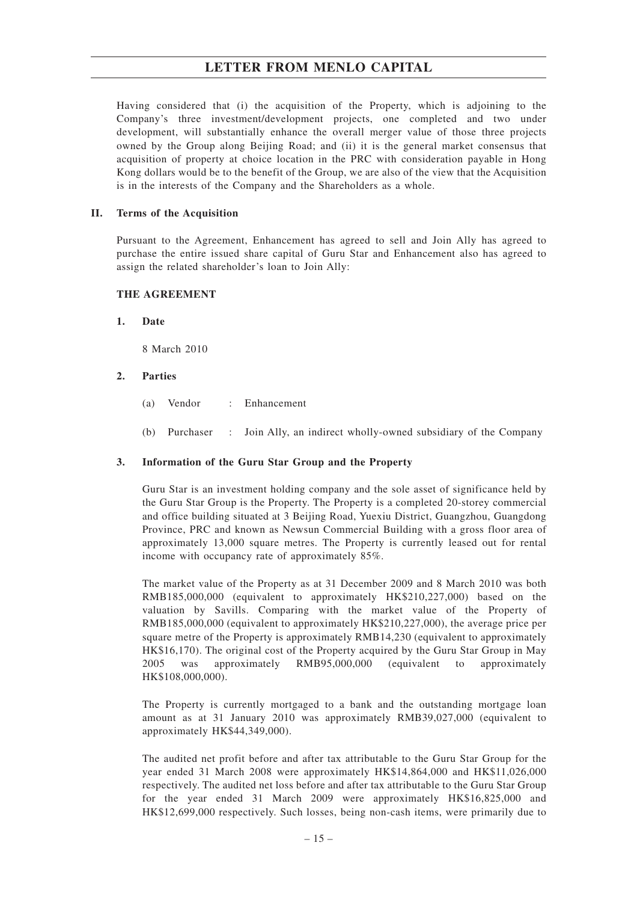Having considered that (i) the acquisition of the Property, which is adjoining to the Company's three investment/development projects, one completed and two under development, will substantially enhance the overall merger value of those three projects owned by the Group along Beijing Road; and (ii) it is the general market consensus that acquisition of property at choice location in the PRC with consideration payable in Hong Kong dollars would be to the benefit of the Group, we are also of the view that the Acquisition is in the interests of the Company and the Shareholders as a whole.

## II. Terms of the Acquisition

Pursuant to the Agreement, Enhancement has agreed to sell and Join Ally has agreed to purchase the entire issued share capital of Guru Star and Enhancement also has agreed to assign the related shareholder's loan to Join Ally:

### THE AGREEMENT

**1. Date**

8 March 2010

**2. Parties**

(a) Vendor : Enhancement

(b) Purchaser : Join Ally, an indirect wholly-owned subsidiary of the Company

**3. Information of the Guru Star Group and the Property**

Guru Star is an investment holding company and the sole asset of significance held by the Guru Star Group is the Property. The Property is a completed 20-storey commercial and office building situated at 3 Beijing Road, Yuexiu District, Guangzhou, Guangdong Province, PRC and known as Newsun Commercial Building with a gross floor area of approximately 13,000 square metres. The Property is currently leased out for rental income with occupancy rate of approximately 85%.

The market value of the Property as at 31 December 2009 and 8 March 2010 was both RMB185,000,000 (equivalent to approximately HK$210,227,000) based on the valuation by Savills. Comparing with the market value of the Property of RMB185,000,000 (equivalent to approximately HK$210,227,000), the average price per square metre of the Property is approximately RMB14,230 (equivalent to approximately HK$16,170). The original cost of the Property acquired by the Guru Star Group in May 2005 was approximately RMB95,000,000 (equivalent to approximately HK$108,000,000).

The Property is currently mortgaged to a bank and the outstanding mortgage loan amount as at 31 January 2010 was approximately RMB39,027,000 (equivalent to approximately HK$44,349,000).

The audited net profit before and after tax attributable to the Guru Star Group for the year ended 31 March 2008 were approximately HK$14,864,000 and HK$11,026,000 respectively. The audited net loss before and after tax attributable to the Guru Star Group for the year ended 31 March 2009 were approximately HK$16,825,000 and HK$12,699,000 respectively. Such losses, being non-cash items, were primarily due to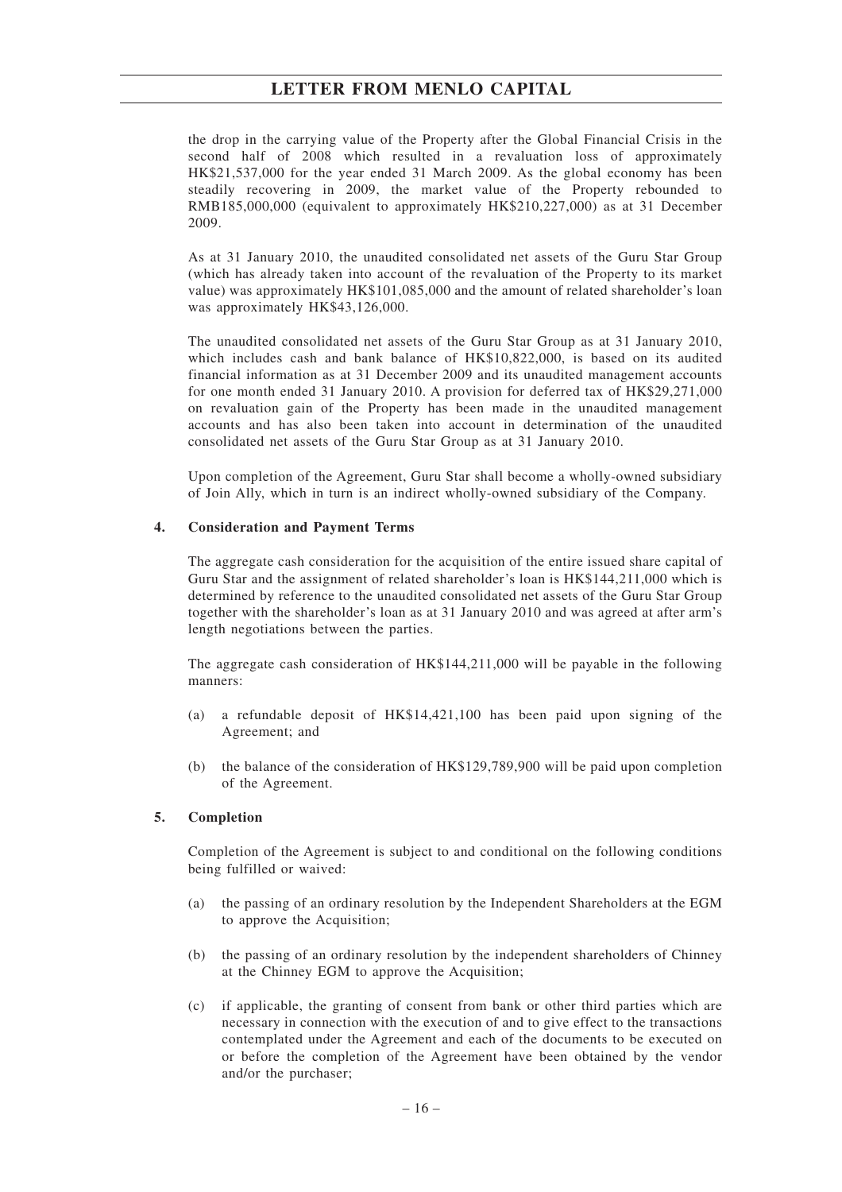the drop in the carrying value of the Property after the Global Financial Crisis in the second half of 2008 which resulted in a revaluation loss of approximately HK$21,537,000 for the year ended 31 March 2009. As the global economy has been steadily recovering in 2009, the market value of the Property rebounded to RMB185,000,000 (equivalent to approximately HK$210,227,000) as at 31 December 2009.

As at 31 January 2010, the unaudited consolidated net assets of the Guru Star Group (which has already taken into account of the revaluation of the Property to its market value) was approximately HK$101,085,000 and the amount of related shareholder's loan was approximately HK$43,126,000.

The unaudited consolidated net assets of the Guru Star Group as at 31 January 2010, which includes cash and bank balance of HK$10,822,000, is based on its audited financial information as at 31 December 2009 and its unaudited management accounts for one month ended 31 January 2010. A provision for deferred tax of HK$29,271,000 on revaluation gain of the Property has been made in the unaudited management accounts and has also been taken into account in determination of the unaudited consolidated net assets of the Guru Star Group as at 31 January 2010.

Upon completion of the Agreement, Guru Star shall become a wholly-owned subsidiary of Join Ally, which in turn is an indirect wholly-owned subsidiary of the Company.

**4. Consideration and Payment Terms**

The aggregate cash consideration for the acquisition of the entire issued share capital of Guru Star and the assignment of related shareholder's loan is HK$144,211,000 which is determined by reference to the unaudited consolidated net assets of the Guru Star Group together with the shareholder's loan as at 31 January 2010 and was agreed at after arm's length negotiations between the parties.

The aggregate cash consideration of HK$144,211,000 will be payable in the following manners:

(a) a refundable deposit of HK$14,421,100 has been paid upon signing of the Agreement; and

(b) the balance of the consideration of HK$129,789,900 will be paid upon completion of the Agreement.

**5. Completion**

Completion of the Agreement is subject to and conditional on the following conditions being fulfilled or waived:

(a) the passing of an ordinary resolution by the Independent Shareholders at the EGM to approve the Acquisition;

(b) the passing of an ordinary resolution by the independent shareholders of Chinney at the Chinney EGM to approve the Acquisition;

(c) if applicable, the granting of consent from bank or other third parties which are necessary in connection with the execution of and to give effect to the transactions contemplated under the Agreement and each of the documents to be executed on or before the completion of the Agreement have been obtained by the vendor and/or the purchaser;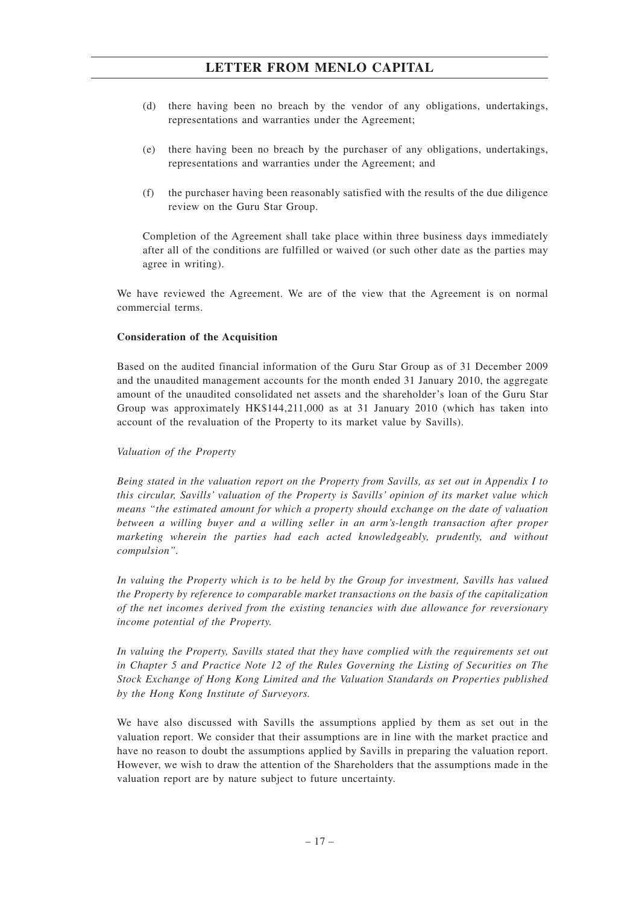(d) there having been no breach by the vendor of any obligations, undertakings, representations and warranties under the Agreement;

(e) there having been no breach by the purchaser of any obligations, undertakings, representations and warranties under the Agreement; and

(f) the purchaser having been reasonably satisfied with the results of the due diligence review on the Guru Star Group.

Completion of the Agreement shall take place within three business days immediately after all of the conditions are fulfilled or waived (or such other date as the parties may agree in writing).

We have reviewed the Agreement. We are of the view that the Agreement is on normal commercial terms.

**Consideration of the Acquisition**

Based on the audited financial information of the Guru Star Group as of 31 December 2009 and the unaudited management accounts for the month ended 31 January 2010, the aggregate amount of the unaudited consolidated net assets and the shareholder's loan of the Guru Star Group was approximately HK$144,211,000 as at 31 January 2010 (which has taken into account of the revaluation of the Property to its market value by Savills).

*Valuation of the Property*

*Being stated in the valuation report on the Property from Savills, as set out in Appendix I to this circular, Savills' valuation of the Property is Savills' opinion of its market value which means "the estimated amount for which a property should exchange on the date of valuation between a willing buyer and a willing seller in an arm's-length transaction after proper marketing wherein the parties had each acted knowledgeably, prudently, and without compulsion".*

*In valuing the Property which is to be held by the Group for investment, Savills has valued the Property by reference to comparable market transactions on the basis of the capitalization of the net incomes derived from the existing tenancies with due allowance for reversionary income potential of the Property.*

*In valuing the Property, Savills stated that they have complied with the requirements set out in Chapter 5 and Practice Note 12 of the Rules Governing the Listing of Securities on The Stock Exchange of Hong Kong Limited and the Valuation Standards on Properties published by the Hong Kong Institute of Surveyors.*

We have also discussed with Savills the assumptions applied by them as set out in the valuation report. We consider that their assumptions are in line with the market practice and have no reason to doubt the assumptions applied by Savills in preparing the valuation report. However, we wish to draw the attention of the Shareholders that the assumptions made in the valuation report are by nature subject to future uncertainty.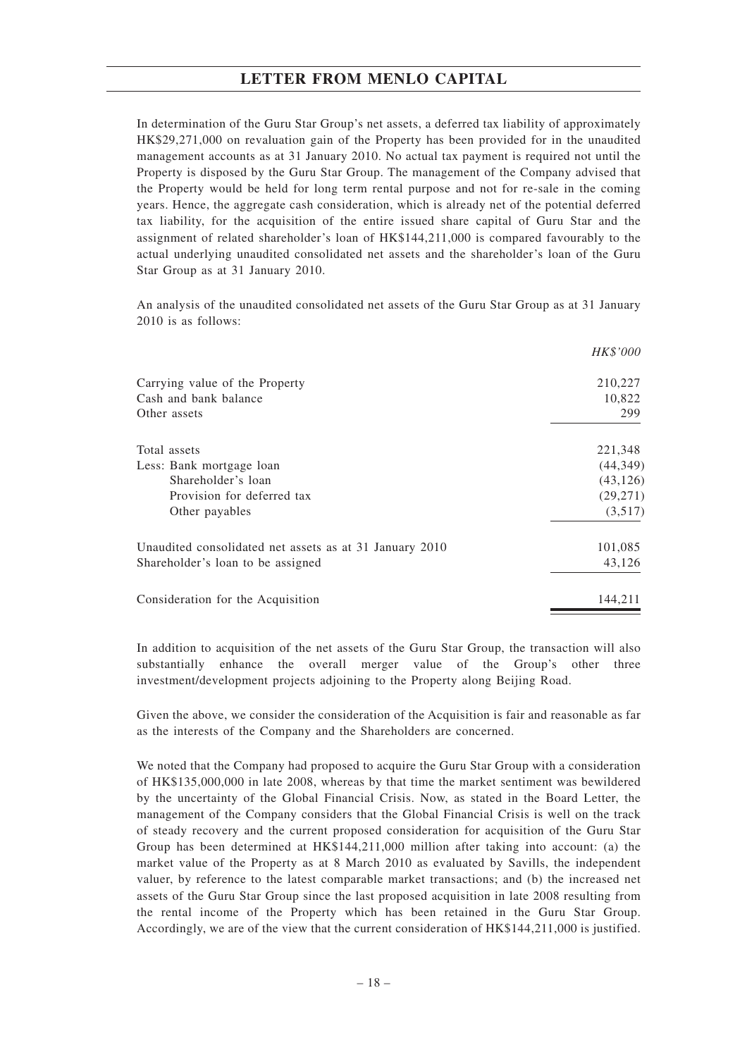In determination of the Guru Star Group's net assets, a deferred tax liability of approximately HK$29,271,000 on revaluation gain of the Property has been provided for in the unaudited management accounts as at 31 January 2010. No actual tax payment is required not until the Property is disposed by the Guru Star Group. The management of the Company advised that the Property would be held for long term rental purpose and not for re-sale in the coming years. Hence, the aggregate cash consideration, which is already net of the potential deferred tax liability, for the acquisition of the entire issued share capital of Guru Star and the assignment of related shareholder's loan of HK$144,211,000 is compared favourably to the actual underlying unaudited consolidated net assets and the shareholder's loan of the Guru Star Group as at 31 January 2010.

An analysis of the unaudited consolidated net assets of the Guru Star Group as at 31 January 2010 is as follows:

| | *HK$'000* |
|---|---|
| Carrying value of the Property | 210,227 |
| Cash and bank balance | 10,822 |
| Other assets | 299 |
| Total assets | 221,348 |
| Less: Bank mortgage loan | (44,349) |
| Shareholder's loan | (43,126) |
| Provision for deferred tax | (29,271) |
| Other payables | (3,517) |
| Unaudited consolidated net assets as at 31 January 2010 | 101,085 |
| Shareholder's loan to be assigned | 43,126 |
| Consideration for the Acquisition | 144,211 |

In addition to acquisition of the net assets of the Guru Star Group, the transaction will also substantially enhance the overall merger value of the Group's other three investment/development projects adjoining to the Property along Beijing Road.

Given the above, we consider the consideration of the Acquisition is fair and reasonable as far as the interests of the Company and the Shareholders are concerned.

We noted that the Company had proposed to acquire the Guru Star Group with a consideration of HK$135,000,000 in late 2008, whereas by that time the market sentiment was bewildered by the uncertainty of the Global Financial Crisis. Now, as stated in the Board Letter, the management of the Company considers that the Global Financial Crisis is well on the track of steady recovery and the current proposed consideration for acquisition of the Guru Star Group has been determined at HK$144,211,000 million after taking into account: (a) the market value of the Property as at 8 March 2010 as evaluated by Savills, the independent valuer, by reference to the latest comparable market transactions; and (b) the increased net assets of the Guru Star Group since the last proposed acquisition in late 2008 resulting from the rental income of the Property which has been retained in the Guru Star Group. Accordingly, we are of the view that the current consideration of HK$144,211,000 is justified.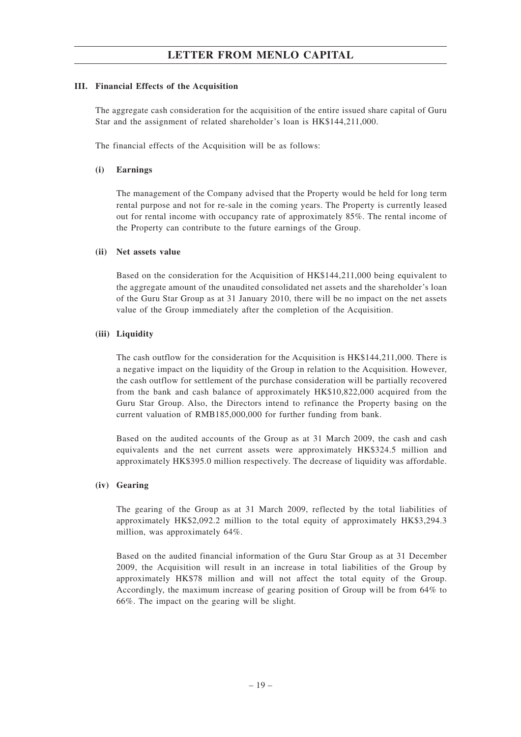### III. Financial Effects of the Acquisition

The aggregate cash consideration for the acquisition of the entire issued share capital of Guru Star and the assignment of related shareholder's loan is HK$144,211,000.

The financial effects of the Acquisition will be as follows:

#### (i) Earnings

The management of the Company advised that the Property would be held for long term rental purpose and not for re-sale in the coming years. The Property is currently leased out for rental income with occupancy rate of approximately 85%. The rental income of the Property can contribute to the future earnings of the Group.

#### (ii) Net assets value

Based on the consideration for the Acquisition of HK$144,211,000 being equivalent to the aggregate amount of the unaudited consolidated net assets and the shareholder's loan of the Guru Star Group as at 31 January 2010, there will be no impact on the net assets value of the Group immediately after the completion of the Acquisition.

#### (iii) Liquidity

The cash outflow for the consideration for the Acquisition is HK$144,211,000. There is a negative impact on the liquidity of the Group in relation to the Acquisition. However, the cash outflow for settlement of the purchase consideration will be partially recovered from the bank and cash balance of approximately HK$10,822,000 acquired from the Guru Star Group. Also, the Directors intend to refinance the Property basing on the current valuation of RMB185,000,000 for further funding from bank.

Based on the audited accounts of the Group as at 31 March 2009, the cash and cash equivalents and the net current assets were approximately HK$324.5 million and approximately HK$395.0 million respectively. The decrease of liquidity was affordable.

#### (iv) Gearing

The gearing of the Group as at 31 March 2009, reflected by the total liabilities of approximately HK$2,092.2 million to the total equity of approximately HK$3,294.3 million, was approximately 64%.

Based on the audited financial information of the Guru Star Group as at 31 December 2009, the Acquisition will result in an increase in total liabilities of the Group by approximately HK$78 million and will not affect the total equity of the Group. Accordingly, the maximum increase of gearing position of Group will be from 64% to 66%. The impact on the gearing will be slight.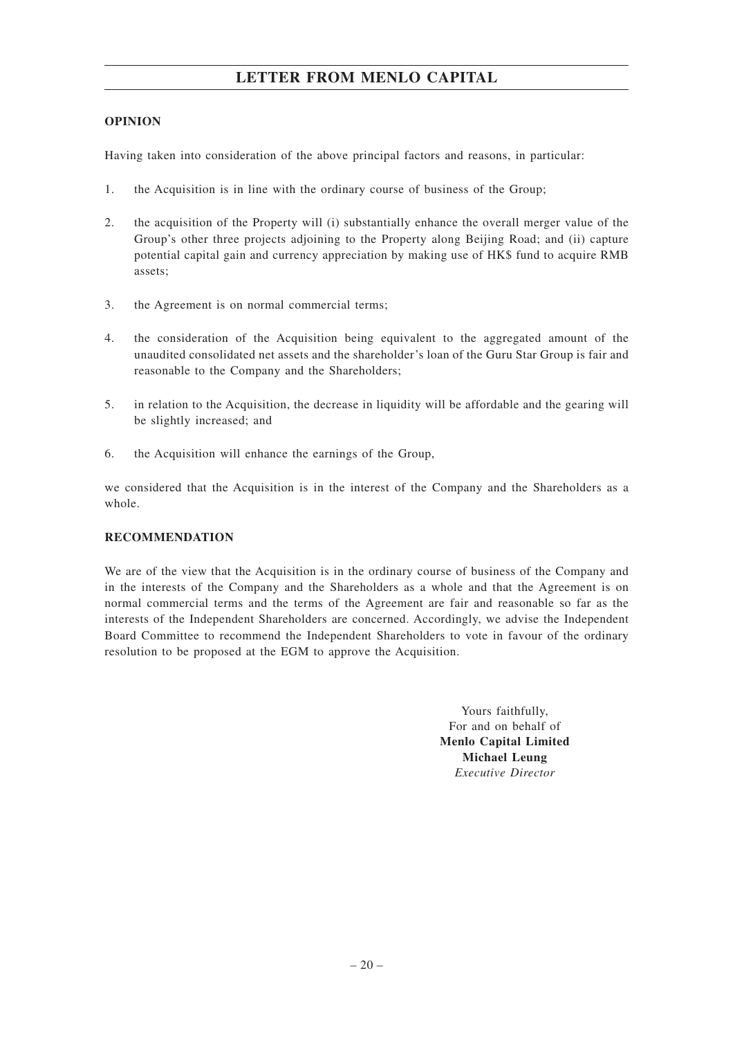## OPINION

Having taken into consideration of the above principal factors and reasons, in particular:

1. the Acquisition is in line with the ordinary course of business of the Group;

2. the acquisition of the Property will (i) substantially enhance the overall merger value of the Group's other three projects adjoining to the Property along Beijing Road; and (ii) capture potential capital gain and currency appreciation by making use of HK$ fund to acquire RMB assets;

3. the Agreement is on normal commercial terms;

4. the consideration of the Acquisition being equivalent to the aggregated amount of the unaudited consolidated net assets and the shareholder's loan of the Guru Star Group is fair and reasonable to the Company and the Shareholders;

5. in relation to the Acquisition, the decrease in liquidity will be affordable and the gearing will be slightly increased; and

6. the Acquisition will enhance the earnings of the Group,

we considered that the Acquisition is in the interest of the Company and the Shareholders as a whole.

## RECOMMENDATION

We are of the view that the Acquisition is in the ordinary course of business of the Company and in the interests of the Company and the Shareholders as a whole and that the Agreement is on normal commercial terms and the terms of the Agreement are fair and reasonable so far as the interests of the Independent Shareholders are concerned. Accordingly, we advise the Independent Board Committee to recommend the Independent Shareholders to vote in favour of the ordinary resolution to be proposed at the EGM to approve the Acquisition.

Yours faithfully,
For and on behalf of
**Menlo Capital Limited**
**Michael Leung**
*Executive Director*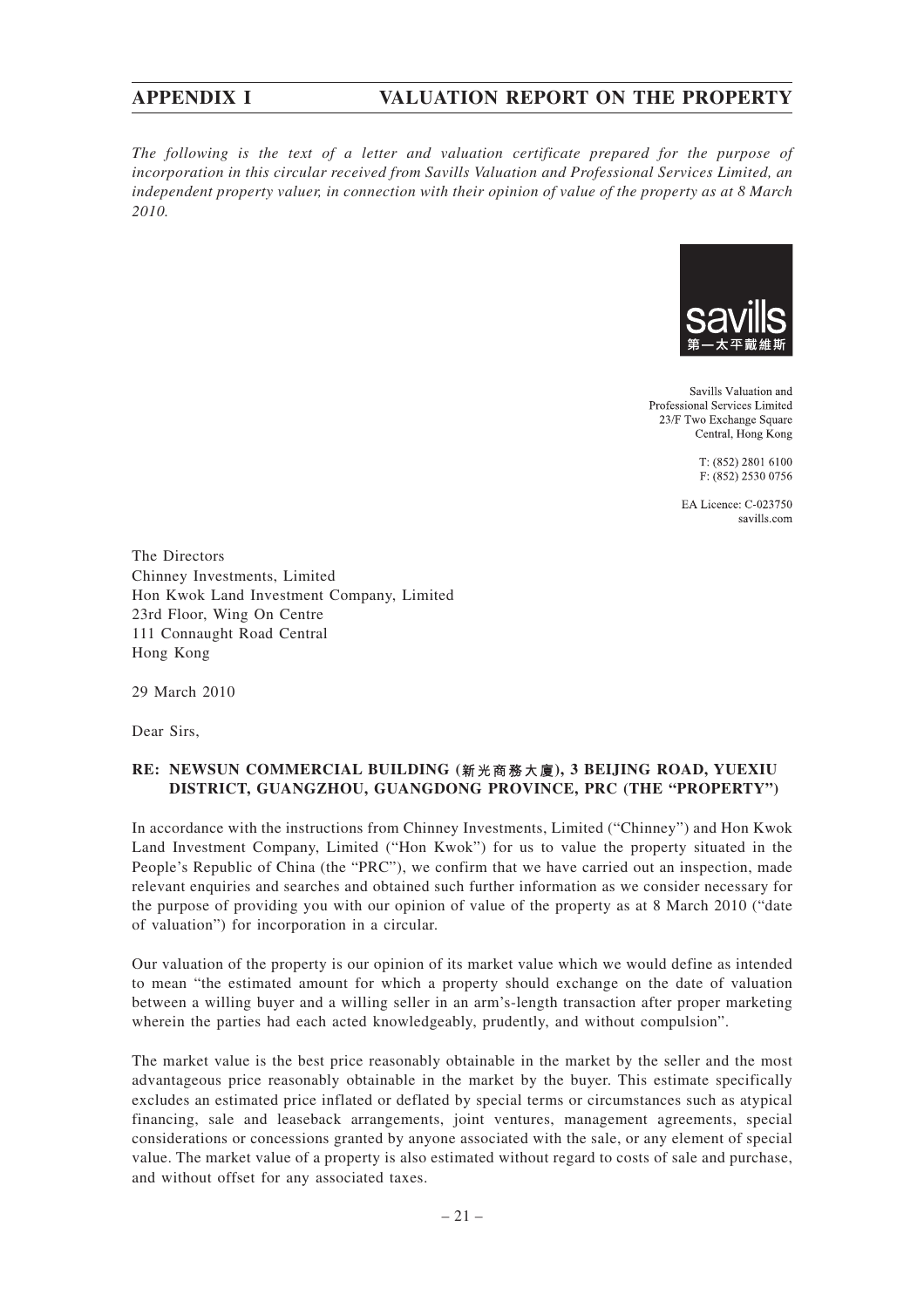# APPENDIX I VALUATION REPORT ON THE PROPERTY

*The following is the text of a letter and valuation certificate prepared for the purpose of incorporation in this circular received from Savills Valuation and Professional Services Limited, an independent property valuer, in connection with their opinion of value of the property as at 8 March 2010.*

savills
第一太平戴維斯

Savills Valuation and
Professional Services Limited
23/F Two Exchange Square
Central, Hong Kong

T: (852) 2801 6100
F: (852) 2530 0756

EA Licence: C-023750
savills.com

The Directors
Chinney Investments, Limited
Hon Kwok Land Investment Company, Limited
23rd Floor, Wing On Centre
111 Connaught Road Central
Hong Kong

29 March 2010

Dear Sirs,

**RE: NEWSUN COMMERCIAL BUILDING (新光商務大廈), 3 BEIJING ROAD, YUEXIU DISTRICT, GUANGZHOU, GUANGDONG PROVINCE, PRC (THE "PROPERTY")**

In accordance with the instructions from Chinney Investments, Limited ("Chinney") and Hon Kwok Land Investment Company, Limited ("Hon Kwok") for us to value the property situated in the People's Republic of China (the "PRC"), we confirm that we have carried out an inspection, made relevant enquiries and searches and obtained such further information as we consider necessary for the purpose of providing you with our opinion of value of the property as at 8 March 2010 ("date of valuation") for incorporation in a circular.

Our valuation of the property is our opinion of its market value which we would define as intended to mean "the estimated amount for which a property should exchange on the date of valuation between a willing buyer and a willing seller in an arm's-length transaction after proper marketing wherein the parties had each acted knowledgeably, prudently, and without compulsion".

The market value is the best price reasonably obtainable in the market by the seller and the most advantageous price reasonably obtainable in the market by the buyer. This estimate specifically excludes an estimated price inflated or deflated by special terms or circumstances such as atypical financing, sale and leaseback arrangements, joint ventures, management agreements, special considerations or concessions granted by anyone associated with the sale, or any element of special value. The market value of a property is also estimated without regard to costs of sale and purchase, and without offset for any associated taxes.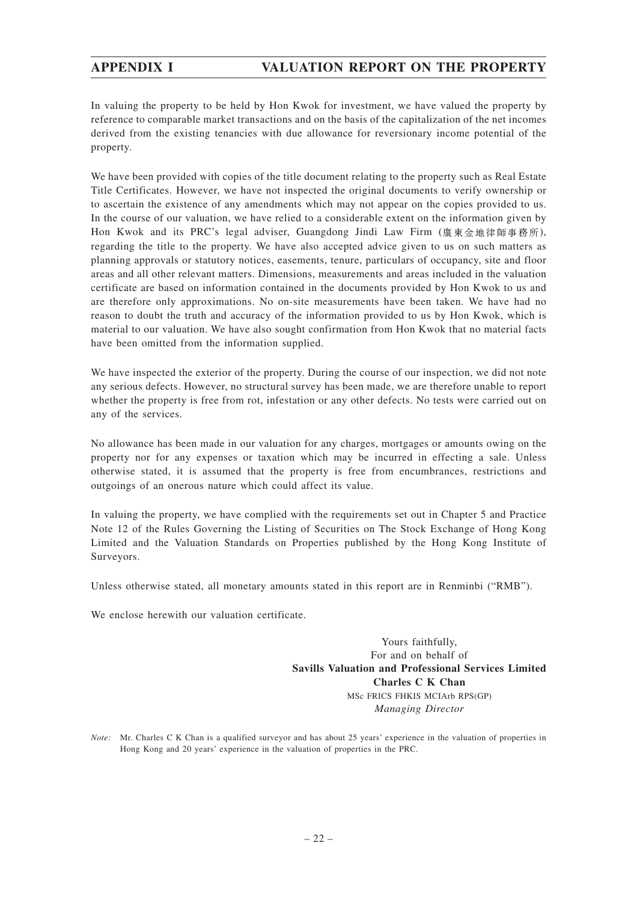In valuing the property to be held by Hon Kwok for investment, we have valued the property by reference to comparable market transactions and on the basis of the capitalization of the net incomes derived from the existing tenancies with due allowance for reversionary income potential of the property.

We have been provided with copies of the title document relating to the property such as Real Estate Title Certificates. However, we have not inspected the original documents to verify ownership or to ascertain the existence of any amendments which may not appear on the copies provided to us. In the course of our valuation, we have relied to a considerable extent on the information given by Hon Kwok and its PRC's legal adviser, Guangdong Jindi Law Firm (廣東金地律師事務所), regarding the title to the property. We have also accepted advice given to us on such matters as planning approvals or statutory notices, easements, tenure, particulars of occupancy, site and floor areas and all other relevant matters. Dimensions, measurements and areas included in the valuation certificate are based on information contained in the documents provided by Hon Kwok to us and are therefore only approximations. No on-site measurements have been taken. We have had no reason to doubt the truth and accuracy of the information provided to us by Hon Kwok, which is material to our valuation. We have also sought confirmation from Hon Kwok that no material facts have been omitted from the information supplied.

We have inspected the exterior of the property. During the course of our inspection, we did not note any serious defects. However, no structural survey has been made, we are therefore unable to report whether the property is free from rot, infestation or any other defects. No tests were carried out on any of the services.

No allowance has been made in our valuation for any charges, mortgages or amounts owing on the property nor for any expenses or taxation which may be incurred in effecting a sale. Unless otherwise stated, it is assumed that the property is free from encumbrances, restrictions and outgoings of an onerous nature which could affect its value.

In valuing the property, we have complied with the requirements set out in Chapter 5 and Practice Note 12 of the Rules Governing the Listing of Securities on The Stock Exchange of Hong Kong Limited and the Valuation Standards on Properties published by the Hong Kong Institute of Surveyors.

Unless otherwise stated, all monetary amounts stated in this report are in Renminbi ("RMB").

We enclose herewith our valuation certificate.

Yours faithfully,
For and on behalf of
**Savills Valuation and Professional Services Limited**
**Charles C K Chan**
MSc FRICS FHKIS MCIArb RPS(GP)
*Managing Director*

*Note:* Mr. Charles C K Chan is a qualified surveyor and has about 25 years' experience in the valuation of properties in Hong Kong and 20 years' experience in the valuation of properties in the PRC.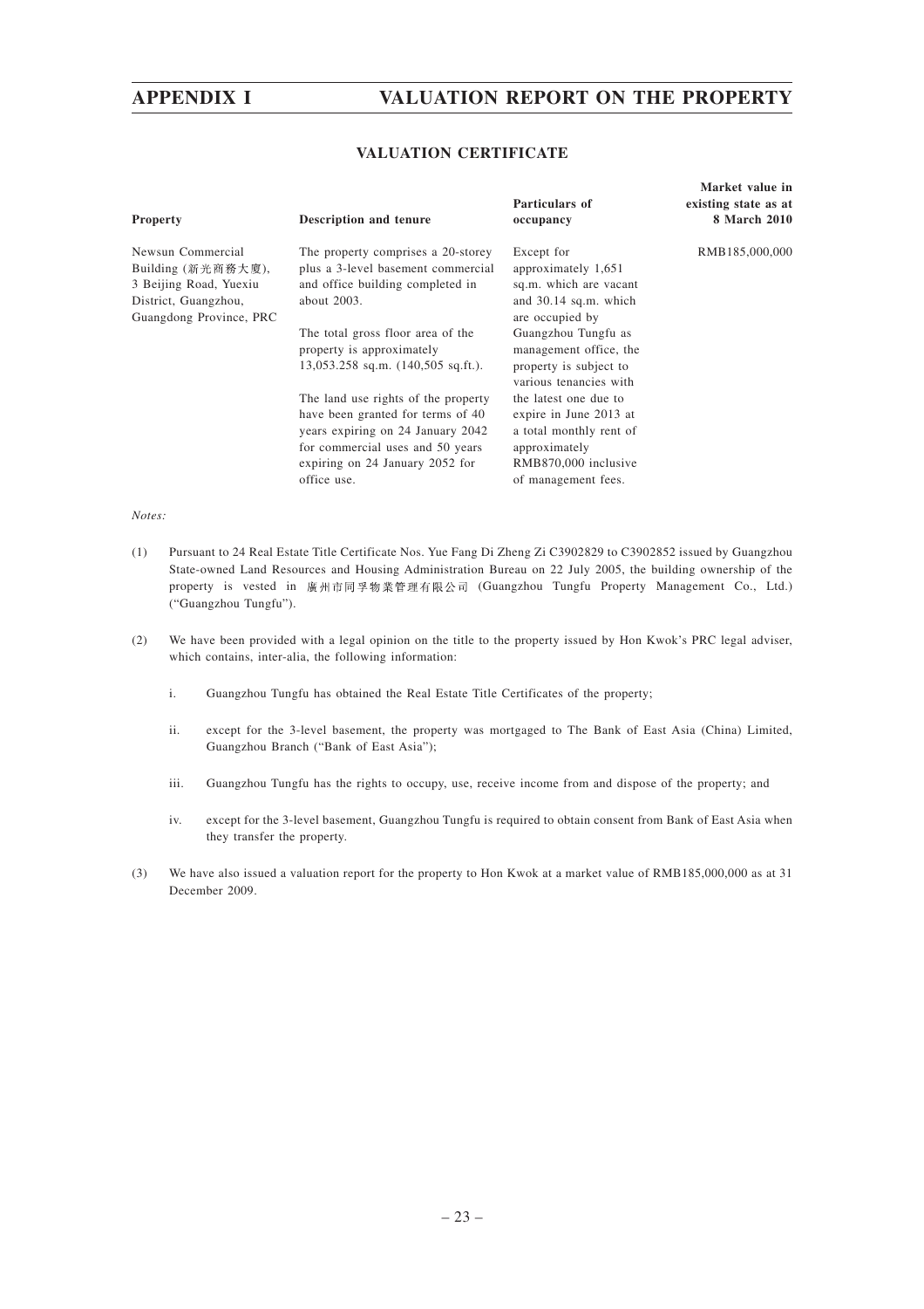## VALUATION CERTIFICATE

| Property | Description and tenure | Particulars of occupancy | Market value in existing state as at 8 March 2010 |
|---|---|---|---|
| Newsun Commercial Building (新光商務大廈), 3 Beijing Road, Yuexiu District, Guangzhou, Guangdong Province, PRC | The property comprises a 20-storey plus a 3-level basement commercial and office building completed in about 2003.<br><br>The total gross floor area of the property is approximately 13,053.258 sq.m. (140,505 sq.ft.).<br><br>The land use rights of the property have been granted for terms of 40 years expiring on 24 January 2042 for commercial uses and 50 years expiring on 24 January 2052 for office use. | Except for approximately 1,651 sq.m. which are vacant and 30.14 sq.m. which are occupied by Guangzhou Tungfu as management office, the property is subject to various tenancies with the latest one due to expire in June 2013 at a total monthly rent of approximately RMB870,000 inclusive of management fees. | RMB185,000,000 |

*Notes:*

(1) Pursuant to 24 Real Estate Title Certificate Nos. Yue Fang Di Zheng Zi C3902829 to C3902852 issued by Guangzhou State-owned Land Resources and Housing Administration Bureau on 22 July 2005, the building ownership of the property is vested in 廣州市同孚物業管理有限公司 (Guangzhou Tungfu Property Management Co., Ltd.) ("Guangzhou Tungfu").

(2) We have been provided with a legal opinion on the title to the property issued by Hon Kwok's PRC legal adviser, which contains, inter-alia, the following information:

i. Guangzhou Tungfu has obtained the Real Estate Title Certificates of the property;

ii. except for the 3-level basement, the property was mortgaged to The Bank of East Asia (China) Limited, Guangzhou Branch ("Bank of East Asia");

iii. Guangzhou Tungfu has the rights to occupy, use, receive income from and dispose of the property; and

iv. except for the 3-level basement, Guangzhou Tungfu is required to obtain consent from Bank of East Asia when they transfer the property.

(3) We have also issued a valuation report for the property to Hon Kwok at a market value of RMB185,000,000 as at 31 December 2009.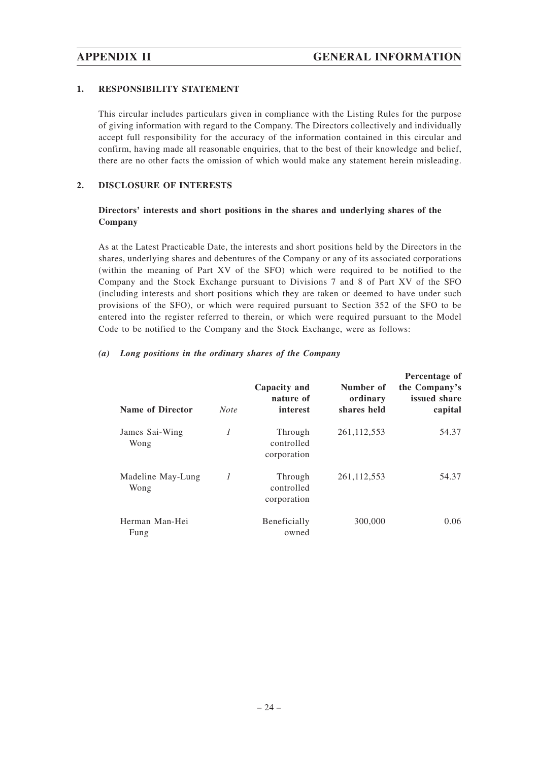## APPENDIX II GENERAL INFORMATION

### 1. RESPONSIBILITY STATEMENT

This circular includes particulars given in compliance with the Listing Rules for the purpose of giving information with regard to the Company. The Directors collectively and individually accept full responsibility for the accuracy of the information contained in this circular and confirm, having made all reasonable enquiries, that to the best of their knowledge and belief, there are no other facts the omission of which would make any statement herein misleading.

### 2. DISCLOSURE OF INTERESTS

**Directors' interests and short positions in the shares and underlying shares of the Company**

As at the Latest Practicable Date, the interests and short positions held by the Directors in the shares, underlying shares and debentures of the Company or any of its associated corporations (within the meaning of Part XV of the SFO) which were required to be notified to the Company and the Stock Exchange pursuant to Divisions 7 and 8 of Part XV of the SFO (including interests and short positions which they are taken or deemed to have under such provisions of the SFO), or which were required pursuant to Section 352 of the SFO to be entered into the register referred to therein, or which were required pursuant to the Model Code to be notified to the Company and the Stock Exchange, were as follows:

***(a) Long positions in the ordinary shares of the Company***

| Name of Director | *Note* | Capacity and nature of interest | Number of ordinary shares held | Percentage of the Company's issued share capital |
|---|---|---|---|---|
| James Sai-Wing Wong | *1* | Through controlled corporation | 261,112,553 | 54.37 |
| Madeline May-Lung Wong | *1* | Through controlled corporation | 261,112,553 | 54.37 |
| Herman Man-Hei Fung | | Beneficially owned | 300,000 | 0.06 |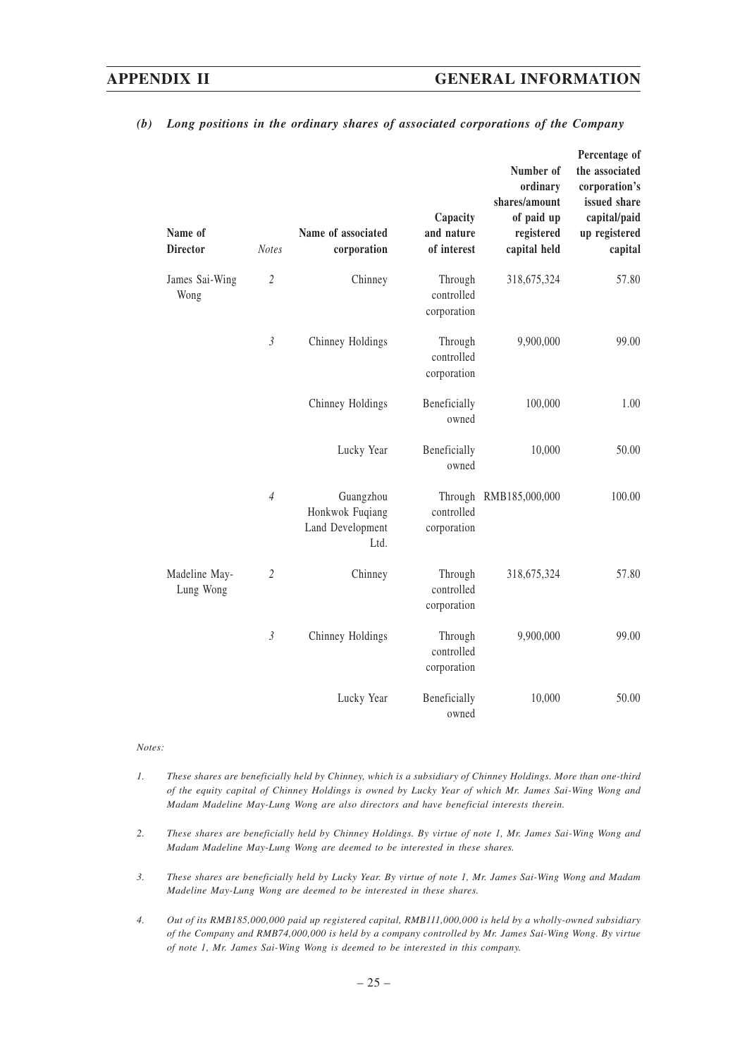*(b) Long positions in the ordinary shares of associated corporations of the Company*

| Name of Director | *Notes* | Name of associated corporation | Capacity and nature of interest | Number of ordinary shares/amount of paid up registered capital held | Percentage of the associated corporation's issued share capital/paid up registered capital |
|---|---|---|---|---|---|
| James Sai-Wing Wong | *2* | Chinney | Through controlled corporation | 318,675,324 | 57.80 |
| | *3* | Chinney Holdings | Through controlled corporation | 9,900,000 | 99.00 |
| | | Chinney Holdings | Beneficially owned | 100,000 | 1.00 |
| | | Lucky Year | Beneficially owned | 10,000 | 50.00 |
| | *4* | Guangzhou Honkwok Fuqiang Land Development Ltd. | Through controlled corporation | RMB185,000,000 | 100.00 |
| Madeline May-Lung Wong | *2* | Chinney | Through controlled corporation | 318,675,324 | 57.80 |
| | *3* | Chinney Holdings | Through controlled corporation | 9,900,000 | 99.00 |
| | | Lucky Year | Beneficially owned | 10,000 | 50.00 |

*Notes:*

1. *These shares are beneficially held by Chinney, which is a subsidiary of Chinney Holdings. More than one-third of the equity capital of Chinney Holdings is owned by Lucky Year of which Mr. James Sai-Wing Wong and Madam Madeline May-Lung Wong are also directors and have beneficial interests therein.*

2. *These shares are beneficially held by Chinney Holdings. By virtue of note 1, Mr. James Sai-Wing Wong and Madam Madeline May-Lung Wong are deemed to be interested in these shares.*

3. *These shares are beneficially held by Lucky Year. By virtue of note 1, Mr. James Sai-Wing Wong and Madam Madeline May-Lung Wong are deemed to be interested in these shares.*

4. *Out of its RMB185,000,000 paid up registered capital, RMB111,000,000 is held by a wholly-owned subsidiary of the Company and RMB74,000,000 is held by a company controlled by Mr. James Sai-Wing Wong. By virtue of note 1, Mr. James Sai-Wing Wong is deemed to be interested in this company.*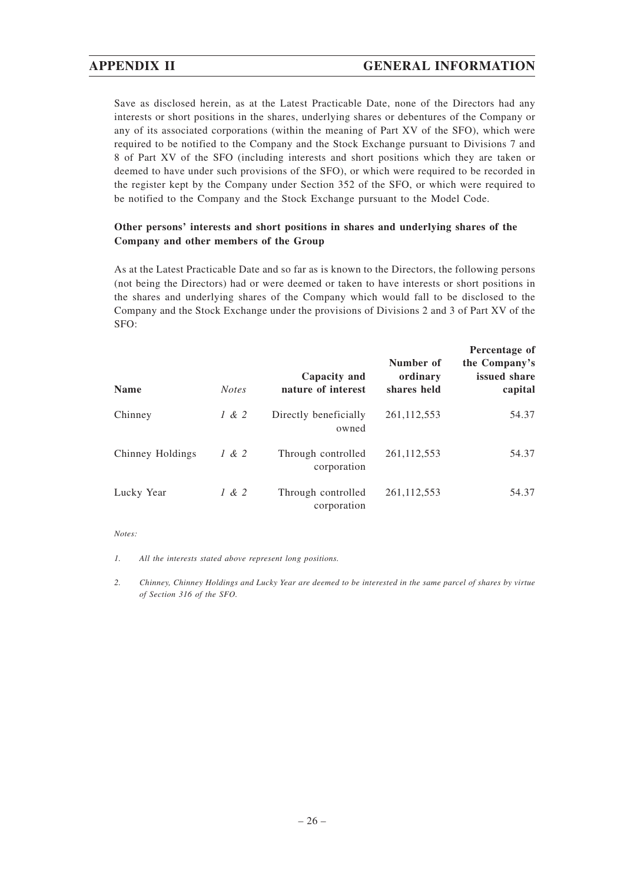Save as disclosed herein, as at the Latest Practicable Date, none of the Directors had any interests or short positions in the shares, underlying shares or debentures of the Company or any of its associated corporations (within the meaning of Part XV of the SFO), which were required to be notified to the Company and the Stock Exchange pursuant to Divisions 7 and 8 of Part XV of the SFO (including interests and short positions which they are taken or deemed to have under such provisions of the SFO), or which were required to be recorded in the register kept by the Company under Section 352 of the SFO, or which were required to be notified to the Company and the Stock Exchange pursuant to the Model Code.

**Other persons' interests and short positions in shares and underlying shares of the Company and other members of the Group**

As at the Latest Practicable Date and so far as is known to the Directors, the following persons (not being the Directors) had or were deemed or taken to have interests or short positions in the shares and underlying shares of the Company which would fall to be disclosed to the Company and the Stock Exchange under the provisions of Divisions 2 and 3 of Part XV of the SFO:

| Name | *Notes* | Capacity and nature of interest | Number of ordinary shares held | Percentage of the Company's issued share capital |
|---|---|---|---|---|
| Chinney | *1 & 2* | Directly beneficially owned | 261,112,553 | 54.37 |
| Chinney Holdings | *1 & 2* | Through controlled corporation | 261,112,553 | 54.37 |
| Lucky Year | *1 & 2* | Through controlled corporation | 261,112,553 | 54.37 |

*Notes:*

1. *All the interests stated above represent long positions.*

2. *Chinney, Chinney Holdings and Lucky Year are deemed to be interested in the same parcel of shares by virtue of Section 316 of the SFO.*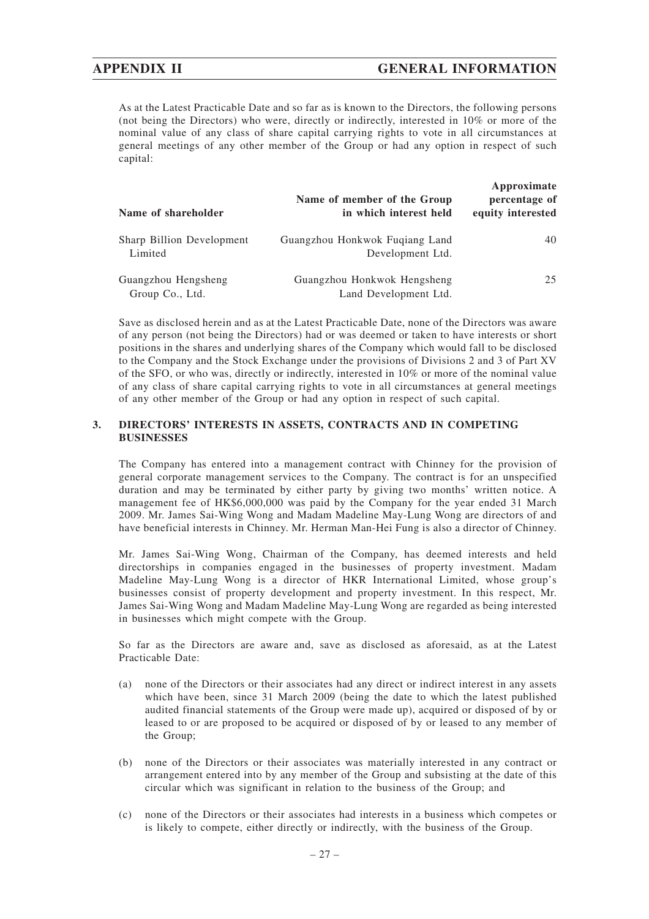As at the Latest Practicable Date and so far as is known to the Directors, the following persons (not being the Directors) who were, directly or indirectly, interested in 10% or more of the nominal value of any class of share capital carrying rights to vote in all circumstances at general meetings of any other member of the Group or had any option in respect of such capital:

| Name of shareholder | Name of member of the Group in which interest held | Approximate percentage of equity interested |
|---|---|---|
| Sharp Billion Development Limited | Guangzhou Honkwok Fuqiang Land Development Ltd. | 40 |
| Guangzhou Hengsheng Group Co., Ltd. | Guangzhou Honkwok Hengsheng Land Development Ltd. | 25 |

Save as disclosed herein and as at the Latest Practicable Date, none of the Directors was aware of any person (not being the Directors) had or was deemed or taken to have interests or short positions in the shares and underlying shares of the Company which would fall to be disclosed to the Company and the Stock Exchange under the provisions of Divisions 2 and 3 of Part XV of the SFO, or who was, directly or indirectly, interested in 10% or more of the nominal value of any class of share capital carrying rights to vote in all circumstances at general meetings of any other member of the Group or had any option in respect of such capital.

## 3. DIRECTORS' INTERESTS IN ASSETS, CONTRACTS AND IN COMPETING BUSINESSES

The Company has entered into a management contract with Chinney for the provision of general corporate management services to the Company. The contract is for an unspecified duration and may be terminated by either party by giving two months' written notice. A management fee of HK$6,000,000 was paid by the Company for the year ended 31 March 2009. Mr. James Sai-Wing Wong and Madam Madeline May-Lung Wong are directors of and have beneficial interests in Chinney. Mr. Herman Man-Hei Fung is also a director of Chinney.

Mr. James Sai-Wing Wong, Chairman of the Company, has deemed interests and held directorships in companies engaged in the businesses of property investment. Madam Madeline May-Lung Wong is a director of HKR International Limited, whose group's businesses consist of property development and property investment. In this respect, Mr. James Sai-Wing Wong and Madam Madeline May-Lung Wong are regarded as being interested in businesses which might compete with the Group.

So far as the Directors are aware and, save as disclosed as aforesaid, as at the Latest Practicable Date:

(a) none of the Directors or their associates had any direct or indirect interest in any assets which have been, since 31 March 2009 (being the date to which the latest published audited financial statements of the Group were made up), acquired or disposed of by or leased to or are proposed to be acquired or disposed of by or leased to any member of the Group;

(b) none of the Directors or their associates was materially interested in any contract or arrangement entered into by any member of the Group and subsisting at the date of this circular which was significant in relation to the business of the Group; and

(c) none of the Directors or their associates had interests in a business which competes or is likely to compete, either directly or indirectly, with the business of the Group.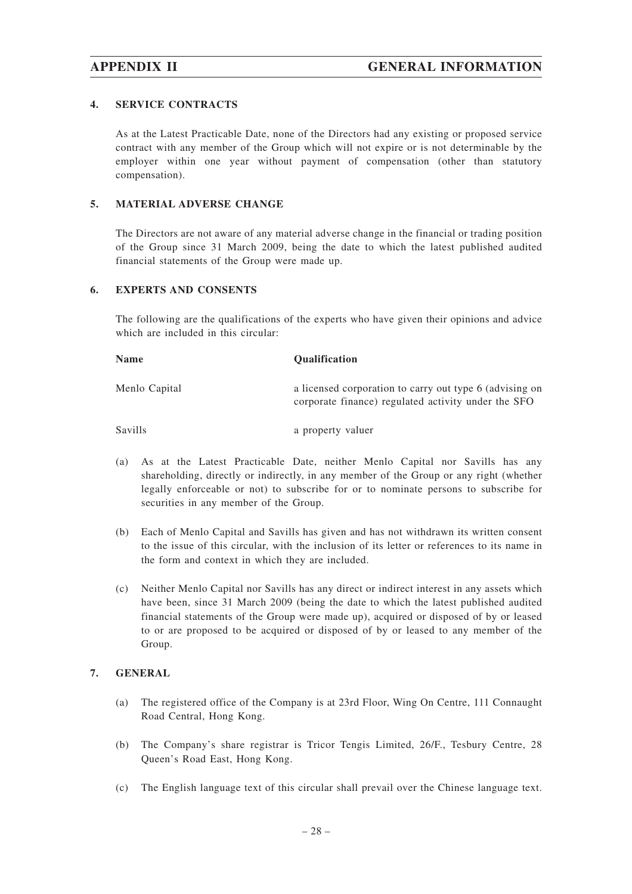**4. SERVICE CONTRACTS**

As at the Latest Practicable Date, none of the Directors had any existing or proposed service contract with any member of the Group which will not expire or is not determinable by the employer within one year without payment of compensation (other than statutory compensation).

**5. MATERIAL ADVERSE CHANGE**

The Directors are not aware of any material adverse change in the financial or trading position of the Group since 31 March 2009, being the date to which the latest published audited financial statements of the Group were made up.

**6. EXPERTS AND CONSENTS**

The following are the qualifications of the experts who have given their opinions and advice which are included in this circular:

| Name | Qualification |
|---|---|
| Menlo Capital | a licensed corporation to carry out type 6 (advising on corporate finance) regulated activity under the SFO |
| Savills | a property valuer |

(a) As at the Latest Practicable Date, neither Menlo Capital nor Savills has any shareholding, directly or indirectly, in any member of the Group or any right (whether legally enforceable or not) to subscribe for or to nominate persons to subscribe for securities in any member of the Group.

(b) Each of Menlo Capital and Savills has given and has not withdrawn its written consent to the issue of this circular, with the inclusion of its letter or references to its name in the form and context in which they are included.

(c) Neither Menlo Capital nor Savills has any direct or indirect interest in any assets which have been, since 31 March 2009 (being the date to which the latest published audited financial statements of the Group were made up), acquired or disposed of by or leased to or are proposed to be acquired or disposed of by or leased to any member of the Group.

**7. GENERAL**

(a) The registered office of the Company is at 23rd Floor, Wing On Centre, 111 Connaught Road Central, Hong Kong.

(b) The Company's share registrar is Tricor Tengis Limited, 26/F., Tesbury Centre, 28 Queen's Road East, Hong Kong.

(c) The English language text of this circular shall prevail over the Chinese language text.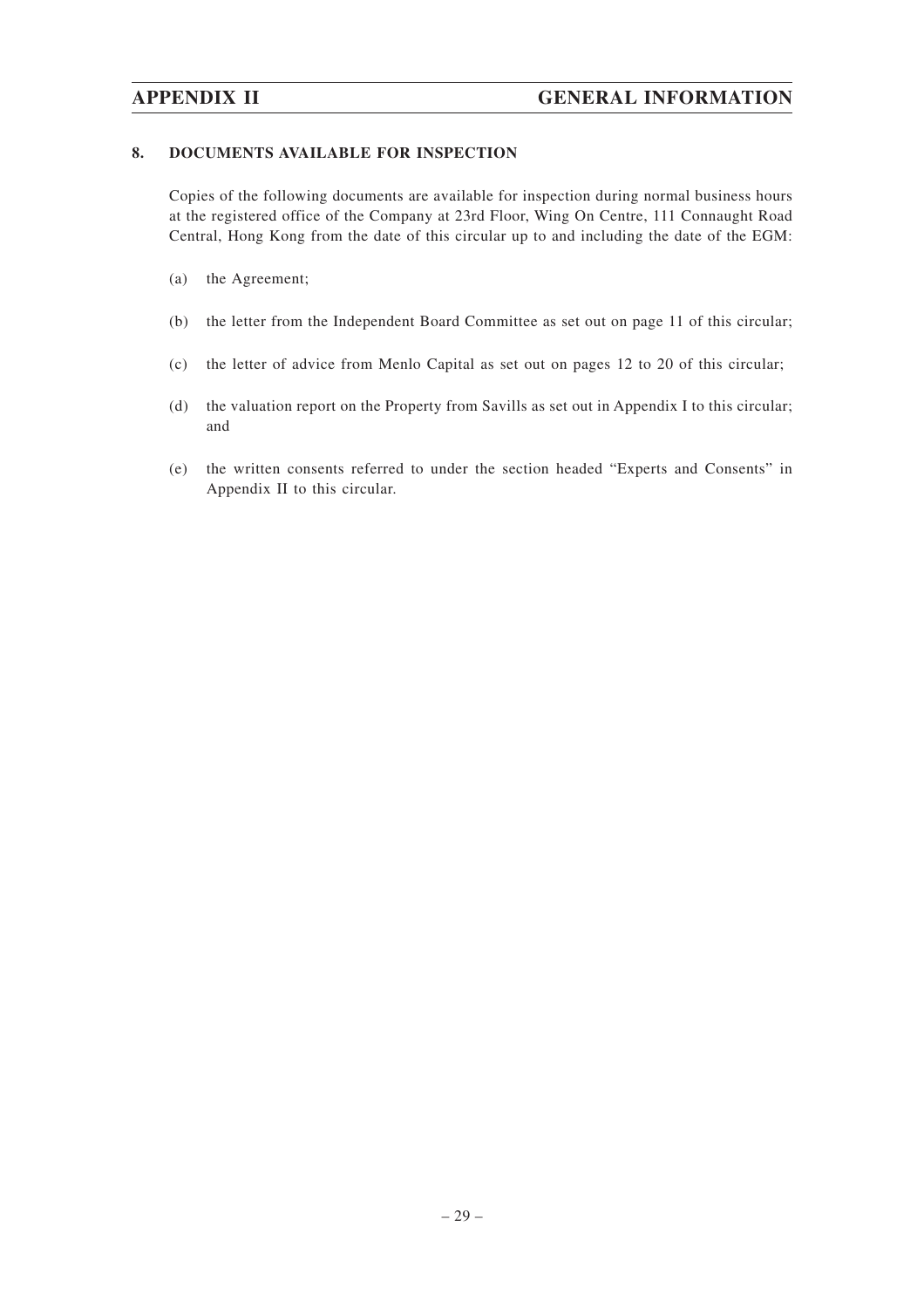## 8. DOCUMENTS AVAILABLE FOR INSPECTION

Copies of the following documents are available for inspection during normal business hours at the registered office of the Company at 23rd Floor, Wing On Centre, 111 Connaught Road Central, Hong Kong from the date of this circular up to and including the date of the EGM:

(a) the Agreement;

(b) the letter from the Independent Board Committee as set out on page 11 of this circular;

(c) the letter of advice from Menlo Capital as set out on pages 12 to 20 of this circular;

(d) the valuation report on the Property from Savills as set out in Appendix I to this circular; and

(e) the written consents referred to under the section headed "Experts and Consents" in Appendix II to this circular.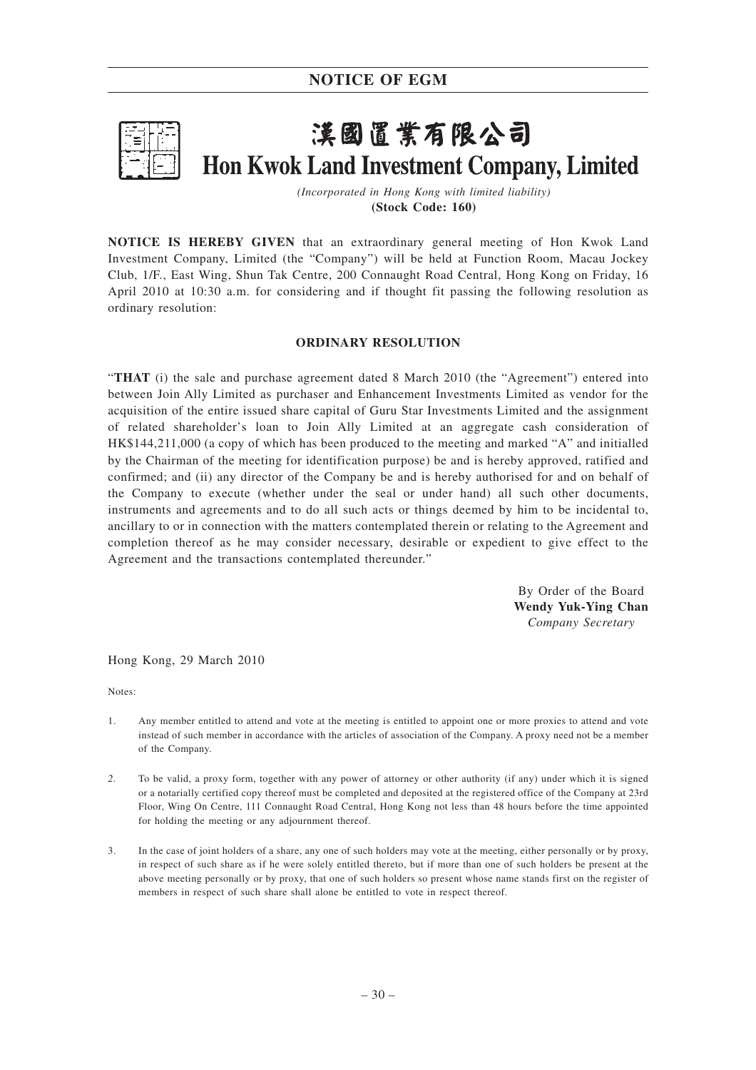# NOTICE OF EGM

# 漢國置業有限公司
# Hon Kwok Land Investment Company, Limited

*(Incorporated in Hong Kong with limited liability)*
**(Stock Code: 160)**

**NOTICE IS HEREBY GIVEN** that an extraordinary general meeting of Hon Kwok Land Investment Company, Limited (the "Company") will be held at Function Room, Macau Jockey Club, 1/F., East Wing, Shun Tak Centre, 200 Connaught Road Central, Hong Kong on Friday, 16 April 2010 at 10:30 a.m. for considering and if thought fit passing the following resolution as ordinary resolution:

## ORDINARY RESOLUTION

"**THAT** (i) the sale and purchase agreement dated 8 March 2010 (the "Agreement") entered into between Join Ally Limited as purchaser and Enhancement Investments Limited as vendor for the acquisition of the entire issued share capital of Guru Star Investments Limited and the assignment of related shareholder's loan to Join Ally Limited at an aggregate cash consideration of HK$144,211,000 (a copy of which has been produced to the meeting and marked "A" and initialled by the Chairman of the meeting for identification purpose) be and is hereby approved, ratified and confirmed; and (ii) any director of the Company be and is hereby authorised for and on behalf of the Company to execute (whether under the seal or under hand) all such other documents, instruments and agreements and to do all such acts or things deemed by him to be incidental to, ancillary to or in connection with the matters contemplated therein or relating to the Agreement and completion thereof as he may consider necessary, desirable or expedient to give effect to the Agreement and the transactions contemplated thereunder."

By Order of the Board
**Wendy Yuk-Ying Chan**
*Company Secretary*

Hong Kong, 29 March 2010

Notes:

1. Any member entitled to attend and vote at the meeting is entitled to appoint one or more proxies to attend and vote instead of such member in accordance with the articles of association of the Company. A proxy need not be a member of the Company.

2. To be valid, a proxy form, together with any power of attorney or other authority (if any) under which it is signed or a notarially certified copy thereof must be completed and deposited at the registered office of the Company at 23rd Floor, Wing On Centre, 111 Connaught Road Central, Hong Kong not less than 48 hours before the time appointed for holding the meeting or any adjournment thereof.

3. In the case of joint holders of a share, any one of such holders may vote at the meeting, either personally or by proxy, in respect of such share as if he were solely entitled thereto, but if more than one of such holders be present at the above meeting personally or by proxy, that one of such holders so present whose name stands first on the register of members in respect of such share shall alone be entitled to vote in respect thereof.